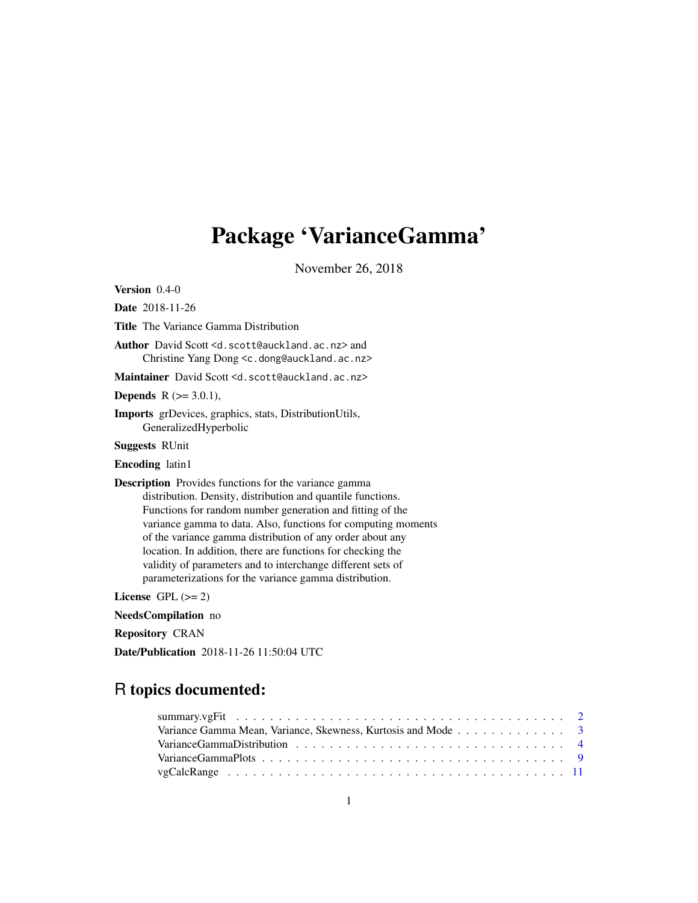# Package 'VarianceGamma'

November 26, 2018

**Version** 0.4-0

**Date** 2018-11-26

**Title** The Variance Gamma Distribution

**Author** David Scott <d.scott@auckland.ac.nz> and
Christine Yang Dong <c.dong@auckland.ac.nz>

**Maintainer** David Scott <d.scott@auckland.ac.nz>

**Depends** R (>= 3.0.1),

**Imports** grDevices, graphics, stats, DistributionUtils,
GeneralizedHyperbolic

**Suggests** RUnit

**Encoding** latin1

**Description** Provides functions for the variance gamma
distribution. Density, distribution and quantile functions.
Functions for random number generation and fitting of the
variance gamma to data. Also, functions for computing moments
of the variance gamma distribution of any order about any
location. In addition, there are functions for checking the
validity of parameters and to interchange different sets of
parameterizations for the variance gamma distribution.

**License** GPL (>= 2)

**NeedsCompilation** no

**Repository** CRAN

**Date/Publication** 2018-11-26 11:50:04 UTC

## R topics documented:

- summary.vgFit . . . . . . . . . . . . . . . . . . . . . . . . . . . . . . . . . . . . . . . . 2
- Variance Gamma Mean, Variance, Skewness, Kurtosis and Mode . . . . . . . . . . . . . 3
- VarianceGammaDistribution . . . . . . . . . . . . . . . . . . . . . . . . . . . . . . . . . 4
- VarianceGammaPlots . . . . . . . . . . . . . . . . . . . . . . . . . . . . . . . . . . . . . 9
- vgCalcRange . . . . . . . . . . . . . . . . . . . . . . . . . . . . . . . . . . . . . . . . . 11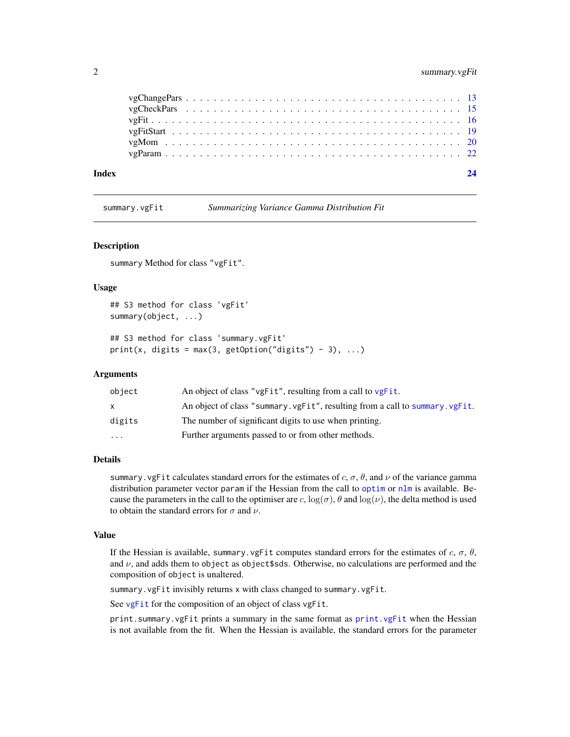vgChangePars . . . . . . . . . . . . . . . . . . . . . . . . . . . . . . . . . . . . 13
vgCheckPars . . . . . . . . . . . . . . . . . . . . . . . . . . . . . . . . . . . . 15
vgFit . . . . . . . . . . . . . . . . . . . . . . . . . . . . . . . . . . . . . . . 16
vgFitStart . . . . . . . . . . . . . . . . . . . . . . . . . . . . . . . . . . . . 19
vgMom . . . . . . . . . . . . . . . . . . . . . . . . . . . . . . . . . . . . . . 20
vgParam . . . . . . . . . . . . . . . . . . . . . . . . . . . . . . . . . . . . . 22

**Index** **24**

---

summary.vgFit *Summarizing Variance Gamma Distribution Fit*

---

### Description

summary Method for class "vgFit".

### Usage

```
## S3 method for class 'vgFit'
summary(object, ...)

## S3 method for class 'summary.vgFit'
print(x, digits = max(3, getOption("digits") - 3), ...)
```

### Arguments

| | |
|---|---|
| object | An object of class "vgFit", resulting from a call to vgFit. |
| x | An object of class "summary.vgFit", resulting from a call to summary.vgFit. |
| digits | The number of significant digits to use when printing. |
| ... | Further arguments passed to or from other methods. |

### Details

summary.vgFit calculates standard errors for the estimates of $c$, $\sigma$, $\theta$, and $\nu$ of the variance gamma distribution parameter vector param if the Hessian from the call to optim or nlm is available. Because the parameters in the call to the optimiser are $c$, $\log(\sigma)$, $\theta$ and $\log(\nu)$, the delta method is used to obtain the standard errors for $\sigma$ and $\nu$.

### Value

If the Hessian is available, summary.vgFit computes standard errors for the estimates of $c$, $\sigma$, $\theta$, and $\nu$, and adds them to object as object$sds. Otherwise, no calculations are performed and the composition of object is unaltered.

summary.vgFit invisibly returns x with class changed to summary.vgFit.

See vgFit for the composition of an object of class vgFit.

print.summary.vgFit prints a summary in the same format as print.vgFit when the Hessian is not available from the fit. When the Hessian is available, the standard errors for the parameter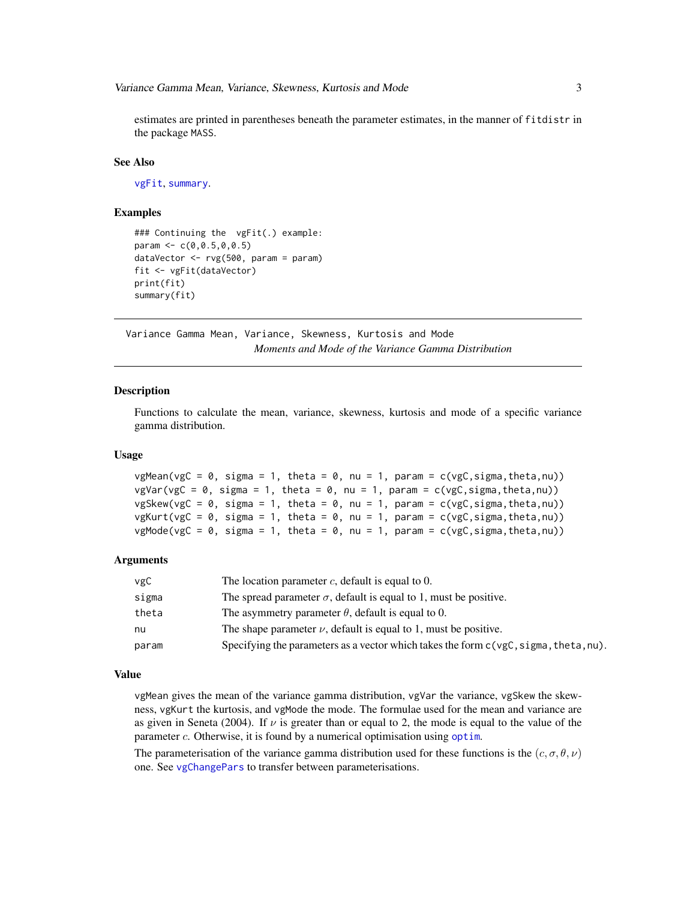estimates are printed in parentheses beneath the parameter estimates, in the manner of `fitdistr` in the package `MASS`.

### See Also

`vgFit`, `summary`.

### Examples

```
### Continuing the  vgFit(.) example:
param <- c(0,0.5,0,0.5)
dataVector <- rvg(500, param = param)
fit <- vgFit(dataVector)
print(fit)
summary(fit)
```

---

## Variance Gamma Mean, Variance, Skewness, Kurtosis and Mode

*Moments and Mode of the Variance Gamma Distribution*

---

### Description

Functions to calculate the mean, variance, skewness, kurtosis and mode of a specific variance gamma distribution.

### Usage

```
vgMean(vgC = 0, sigma = 1, theta = 0, nu = 1, param = c(vgC,sigma,theta,nu))
vgVar(vgC = 0, sigma = 1, theta = 0, nu = 1, param = c(vgC,sigma,theta,nu))
vgSkew(vgC = 0, sigma = 1, theta = 0, nu = 1, param = c(vgC,sigma,theta,nu))
vgKurt(vgC = 0, sigma = 1, theta = 0, nu = 1, param = c(vgC,sigma,theta,nu))
vgMode(vgC = 0, sigma = 1, theta = 0, nu = 1, param = c(vgC,sigma,theta,nu))
```

### Arguments

| | |
|---|---|
| `vgC` | The location parameter $c$, default is equal to 0. |
| `sigma` | The spread parameter $\sigma$, default is equal to 1, must be positive. |
| `theta` | The asymmetry parameter $\theta$, default is equal to 0. |
| `nu` | The shape parameter $\nu$, default is equal to 1, must be positive. |
| `param` | Specifying the parameters as a vector which takes the form `c(vgC,sigma,theta,nu)`. |

### Value

`vgMean` gives the mean of the variance gamma distribution, `vgVar` the variance, `vgSkew` the skewness, `vgKurt` the kurtosis, and `vgMode` the mode. The formulae used for the mean and variance are as given in Seneta (2004). If $\nu$ is greater than or equal to 2, the mode is equal to the value of the parameter $c$. Otherwise, it is found by a numerical optimisation using `optim`.

The parameterisation of the variance gamma distribution used for these functions is the $(c, \sigma, \theta, \nu)$ one. See `vgChangePars` to transfer between parameterisations.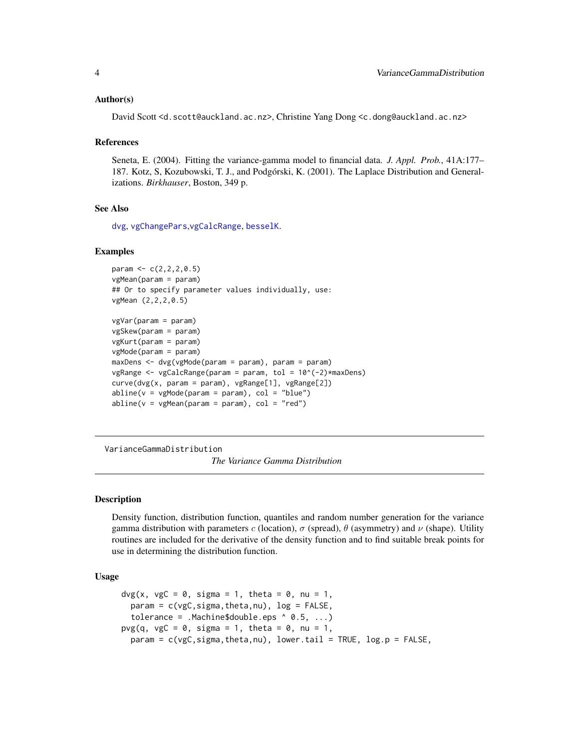### Author(s)

David Scott <d.scott@auckland.ac.nz>, Christine Yang Dong <c.dong@auckland.ac.nz>

### References

Seneta, E. (2004). Fitting the variance-gamma model to financial data. *J. Appl. Prob.*, 41A:177–187. Kotz, S, Kozubowski, T. J., and Podgórski, K. (2001). The Laplace Distribution and Generalizations. *Birkhauser*, Boston, 349 p.

### See Also

dvg, vgChangePars,vgCalcRange, besselK.

### Examples

```
param <- c(2,2,2,0.5)
vgMean(param = param)
## Or to specify parameter values individually, use:
vgMean (2,2,2,0.5)

vgVar(param = param)
vgSkew(param = param)
vgKurt(param = param)
vgMode(param = param)
maxDens <- dvg(vgMode(param = param), param = param)
vgRange <- vgCalcRange(param = param, tol = 10^(-2)*maxDens)
curve(dvg(x, param = param), vgRange[1], vgRange[2])
abline(v = vgMode(param = param), col = "blue")
abline(v = vgMean(param = param), col = "red")
```

---

## VarianceGammaDistribution

*The Variance Gamma Distribution*

---

### Description

Density function, distribution function, quantiles and random number generation for the variance gamma distribution with parameters $c$ (location), $\sigma$ (spread), $\theta$ (asymmetry) and $\nu$ (shape). Utility routines are included for the derivative of the density function and to find suitable break points for use in determining the distribution function.

### Usage

```
dvg(x, vgC = 0, sigma = 1, theta = 0, nu = 1,
  param = c(vgC,sigma,theta,nu), log = FALSE,
  tolerance = .Machine$double.eps ^ 0.5, ...)
pvg(q, vgC = 0, sigma = 1, theta = 0, nu = 1,
  param = c(vgC,sigma,theta,nu), lower.tail = TRUE, log.p = FALSE,
```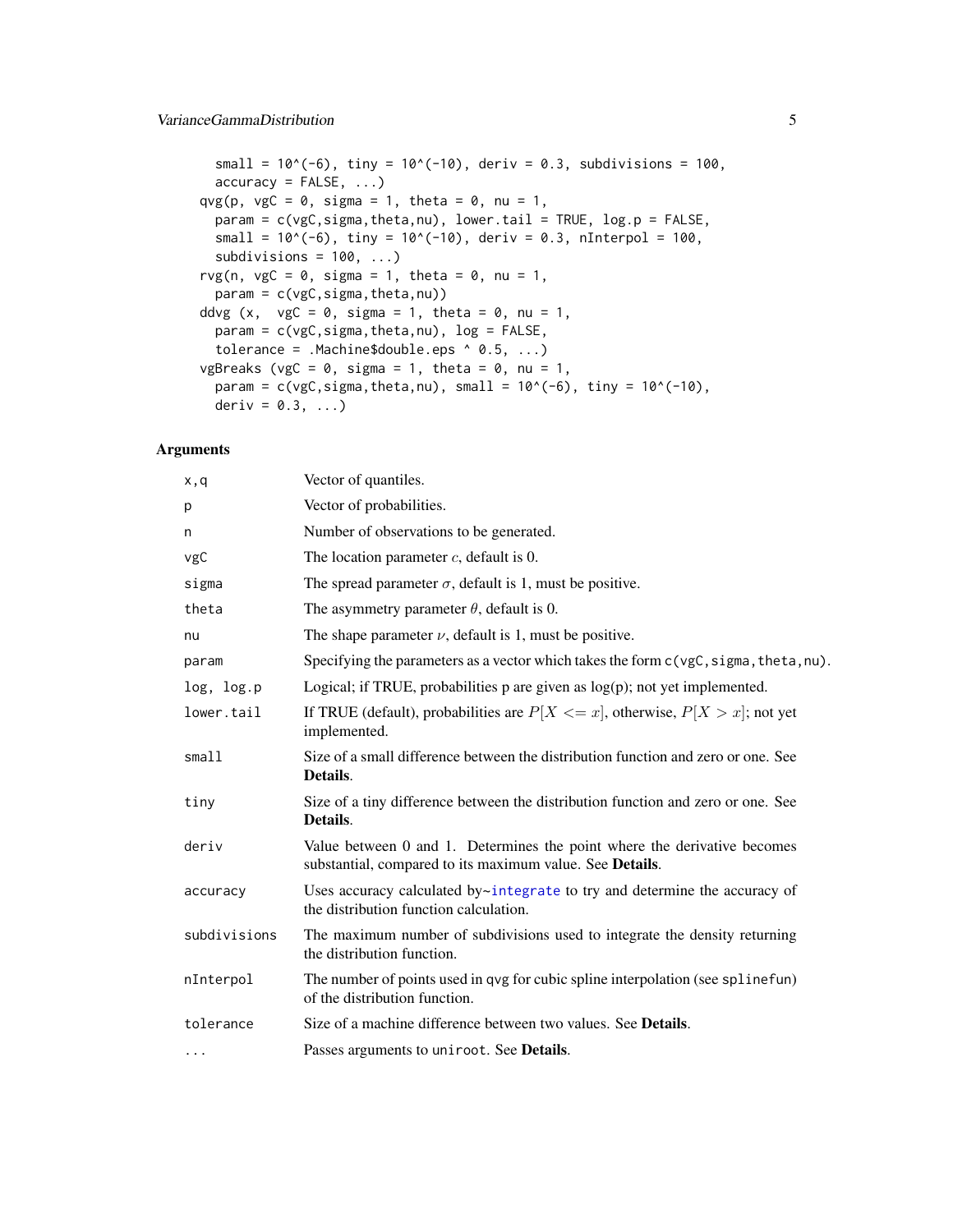```
    small = 10^(-6), tiny = 10^(-10), deriv = 0.3, subdivisions = 100,
    accuracy = FALSE, ...)
  qvg(p, vgC = 0, sigma = 1, theta = 0, nu = 1,
    param = c(vgC,sigma,theta,nu), lower.tail = TRUE, log.p = FALSE,
    small = 10^(-6), tiny = 10^(-10), deriv = 0.3, nInterpol = 100,
    subdivisions = 100, ...)
  rvg(n, vgC = 0, sigma = 1, theta = 0, nu = 1,
    param = c(vgC,sigma,theta,nu))
  ddvg (x,  vgC = 0, sigma = 1, theta = 0, nu = 1,
    param = c(vgC,sigma,theta,nu), log = FALSE,
    tolerance = .Machine$double.eps ^ 0.5, ...)
  vgBreaks (vgC = 0, sigma = 1, theta = 0, nu = 1,
    param = c(vgC,sigma,theta,nu), small = 10^(-6), tiny = 10^(-10),
    deriv = 0.3, ...)
```

## Arguments

| | |
|---|---|
| `x,q` | Vector of quantiles. |
| `p` | Vector of probabilities. |
| `n` | Number of observations to be generated. |
| `vgC` | The location parameter $c$, default is 0. |
| `sigma` | The spread parameter $\sigma$, default is 1, must be positive. |
| `theta` | The asymmetry parameter $\theta$, default is 0. |
| `nu` | The shape parameter $\nu$, default is 1, must be positive. |
| `param` | Specifying the parameters as a vector which takes the form `c(vgC,sigma,theta,nu)`. |
| `log, log.p` | Logical; if TRUE, probabilities p are given as log(p); not yet implemented. |
| `lower.tail` | If TRUE (default), probabilities are $P[X <= x]$, otherwise, $P[X > x]$; not yet implemented. |
| `small` | Size of a small difference between the distribution function and zero or one. See **Details**. |
| `tiny` | Size of a tiny difference between the distribution function and zero or one. See **Details**. |
| `deriv` | Value between 0 and 1. Determines the point where the derivative becomes substantial, compared to its maximum value. See **Details**. |
| `accuracy` | Uses accuracy calculated by~`integrate` to try and determine the accuracy of the distribution function calculation. |
| `subdivisions` | The maximum number of subdivisions used to integrate the density returning the distribution function. |
| `nInterpol` | The number of points used in qvg for cubic spline interpolation (see `splinefun`) of the distribution function. |
| `tolerance` | Size of a machine difference between two values. See **Details**. |
| `...` | Passes arguments to `uniroot`. See **Details**. |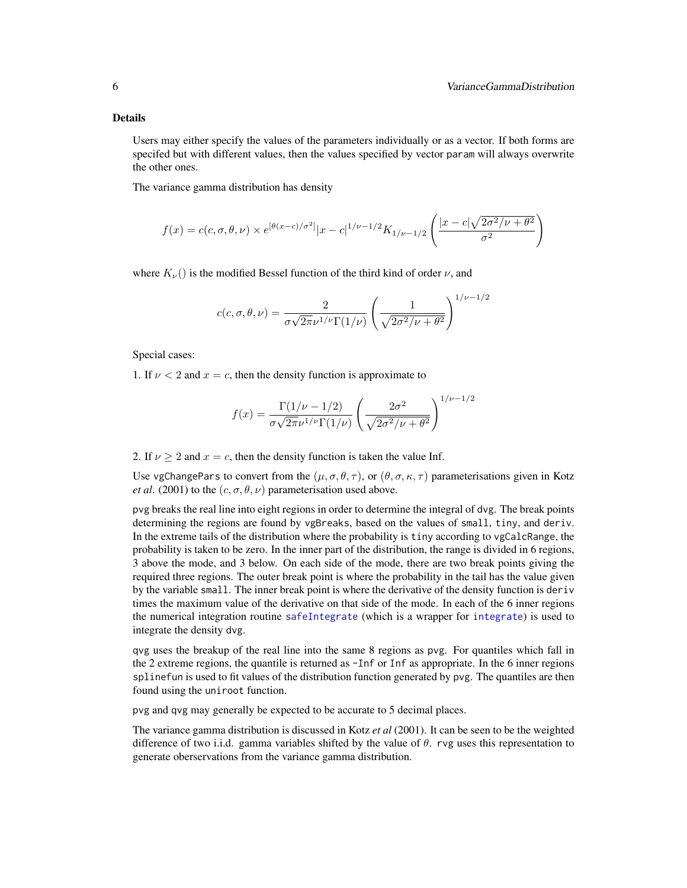### Details

Users may either specify the values of the parameters individually or as a vector. If both forms are specifed but with different values, then the values specified by vector `param` will always overwrite the other ones.

The variance gamma distribution has density

$$f(x) = c(c, \sigma, \theta, \nu) \times e^{[\theta(x-c)/\sigma^2]} |x - c|^{1/\nu - 1/2} K_{1/\nu - 1/2}\left(\frac{|x - c|\sqrt{2\sigma^2/\nu + \theta^2}}{\sigma^2}\right)$$

where $K_\nu()$ is the modified Bessel function of the third kind of order $\nu$, and

$$c(c, \sigma, \theta, \nu) = \frac{2}{\sigma\sqrt{2\pi}\nu^{1/\nu}\Gamma(1/\nu)}\left(\frac{1}{\sqrt{2\sigma^2/\nu + \theta^2}}\right)^{1/\nu - 1/2}$$

Special cases:

1. If $\nu < 2$ and $x = c$, then the density function is approximate to

$$f(x) = \frac{\Gamma(1/\nu - 1/2)}{\sigma\sqrt{2\pi}\nu^{1/\nu}\Gamma(1/\nu)}\left(\frac{2\sigma^2}{\sqrt{2\sigma^2/\nu + \theta^2}}\right)^{1/\nu - 1/2}$$

2. If $\nu \geq 2$ and $x = c$, then the density function is taken the value Inf.

Use `vgChangePars` to convert from the $(\mu, \sigma, \theta, \tau)$, or $(\theta, \sigma, \kappa, \tau)$ parameterisations given in Kotz *et al*. (2001) to the $(c, \sigma, \theta, \nu)$ parameterisation used above.

`pvg` breaks the real line into eight regions in order to determine the integral of `dvg`. The break points determining the regions are found by `vgBreaks`, based on the values of `small`, `tiny`, and `deriv`. In the extreme tails of the distribution where the probability is `tiny` according to `vgCalcRange`, the probability is taken to be zero. In the inner part of the distribution, the range is divided in 6 regions, 3 above the mode, and 3 below. On each side of the mode, there are two break points giving the required three regions. The outer break point is where the probability in the tail has the value given by the variable `small`. The inner break point is where the derivative of the density function is `deriv` times the maximum value of the derivative on that side of the mode. In each of the 6 inner regions the numerical integration routine `safeIntegrate` (which is a wrapper for `integrate`) is used to integrate the density `dvg`.

`qvg` uses the breakup of the real line into the same 8 regions as `pvg`. For quantiles which fall in the 2 extreme regions, the quantile is returned as `-Inf` or `Inf` as appropriate. In the 6 inner regions `splinefun` is used to fit values of the distribution function generated by `pvg`. The quantiles are then found using the `uniroot` function.

`pvg` and `qvg` may generally be expected to be accurate to 5 decimal places.

The variance gamma distribution is discussed in Kotz *et al* (2001). It can be seen to be the weighted difference of two i.i.d. gamma variables shifted by the value of $\theta$. `rvg` uses this representation to generate oberservations from the variance gamma distribution.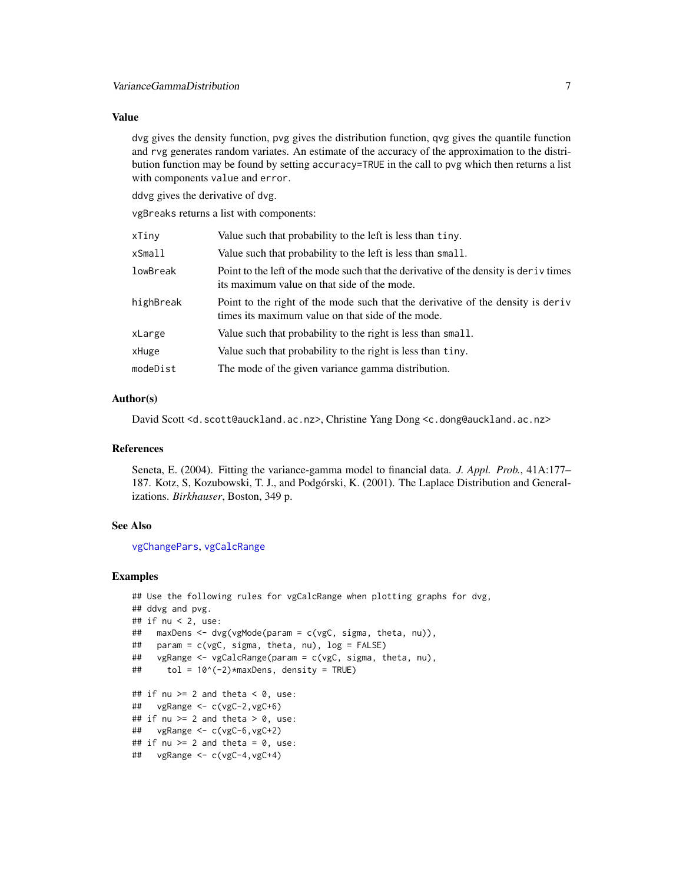### Value

dvg gives the density function, pvg gives the distribution function, qvg gives the quantile function and rvg generates random variates. An estimate of the accuracy of the approximation to the distribution function may be found by setting accuracy=TRUE in the call to pvg which then returns a list with components value and error.

ddvg gives the derivative of dvg.

vgBreaks returns a list with components:

| | |
|---|---|
| xTiny | Value such that probability to the left is less than tiny. |
| xSmall | Value such that probability to the left is less than small. |
| lowBreak | Point to the left of the mode such that the derivative of the density is deriv times its maximum value on that side of the mode. |
| highBreak | Point to the right of the mode such that the derivative of the density is deriv times its maximum value on that side of the mode. |
| xLarge | Value such that probability to the right is less than small. |
| xHuge | Value such that probability to the right is less than tiny. |
| modeDist | The mode of the given variance gamma distribution. |

### Author(s)

David Scott <d.scott@auckland.ac.nz>, Christine Yang Dong <c.dong@auckland.ac.nz>

### References

Seneta, E. (2004). Fitting the variance-gamma model to financial data. *J. Appl. Prob.*, 41A:177–187. Kotz, S, Kozubowski, T. J., and Podgórski, K. (2001). The Laplace Distribution and Generalizations. *Birkhauser*, Boston, 349 p.

### See Also

vgChangePars, vgCalcRange

### Examples

```
## Use the following rules for vgCalcRange when plotting graphs for dvg,
## ddvg and pvg.
## if nu < 2, use:
##   maxDens <- dvg(vgMode(param = c(vgC, sigma, theta, nu)),
##   param = c(vgC, sigma, theta, nu), log = FALSE)
##   vgRange <- vgCalcRange(param = c(vgC, sigma, theta, nu),
##     tol = 10^(-2)*maxDens, density = TRUE)

## if nu >= 2 and theta < 0, use:
##   vgRange <- c(vgC-2,vgC+6)
## if nu >= 2 and theta > 0, use:
##   vgRange <- c(vgC-6,vgC+2)
## if nu >= 2 and theta = 0, use:
##   vgRange <- c(vgC-4,vgC+4)
```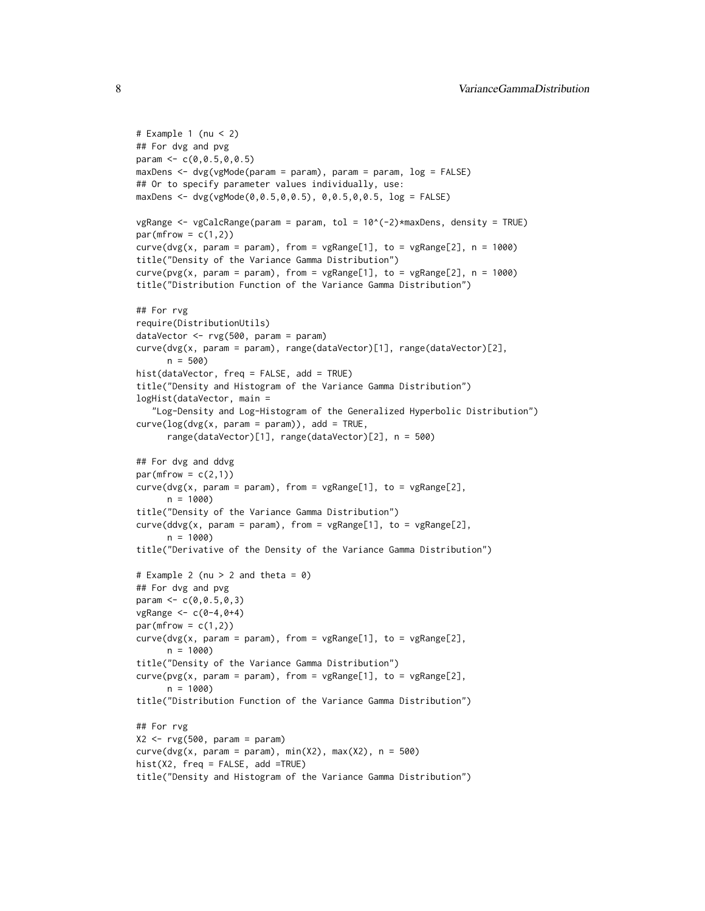```
# Example 1 (nu < 2)
## For dvg and pvg
param <- c(0,0.5,0,0.5)
maxDens <- dvg(vgMode(param = param), param = param, log = FALSE)
## Or to specify parameter values individually, use:
maxDens <- dvg(vgMode(0,0.5,0,0.5), 0,0.5,0,0.5, log = FALSE)

vgRange <- vgCalcRange(param = param, tol = 10^(-2)*maxDens, density = TRUE)
par(mfrow = c(1,2))
curve(dvg(x, param = param), from = vgRange[1], to = vgRange[2], n = 1000)
title("Density of the Variance Gamma Distribution")
curve(pvg(x, param = param), from = vgRange[1], to = vgRange[2], n = 1000)
title("Distribution Function of the Variance Gamma Distribution")

## For rvg
require(DistributionUtils)
dataVector <- rvg(500, param = param)
curve(dvg(x, param = param), range(dataVector)[1], range(dataVector)[2],
      n = 500)
hist(dataVector, freq = FALSE, add = TRUE)
title("Density and Histogram of the Variance Gamma Distribution")
logHist(dataVector, main =
   "Log-Density and Log-Histogram of the Generalized Hyperbolic Distribution")
curve(log(dvg(x, param = param)), add = TRUE,
      range(dataVector)[1], range(dataVector)[2], n = 500)

## For dvg and ddvg
par(mfrow = c(2,1))
curve(dvg(x, param = param), from = vgRange[1], to = vgRange[2],
      n = 1000)
title("Density of the Variance Gamma Distribution")
curve(ddvg(x, param = param), from = vgRange[1], to = vgRange[2],
      n = 1000)
title("Derivative of the Density of the Variance Gamma Distribution")

# Example 2 (nu > 2 and theta = 0)
## For dvg and pvg
param <- c(0,0.5,0,3)
vgRange <- c(0-4,0+4)
par(mfrow = c(1,2))
curve(dvg(x, param = param), from = vgRange[1], to = vgRange[2],
      n = 1000)
title("Density of the Variance Gamma Distribution")
curve(pvg(x, param = param), from = vgRange[1], to = vgRange[2],
      n = 1000)
title("Distribution Function of the Variance Gamma Distribution")

## For rvg
X2 <- rvg(500, param = param)
curve(dvg(x, param = param), min(X2), max(X2), n = 500)
hist(X2, freq = FALSE, add =TRUE)
title("Density and Histogram of the Variance Gamma Distribution")
```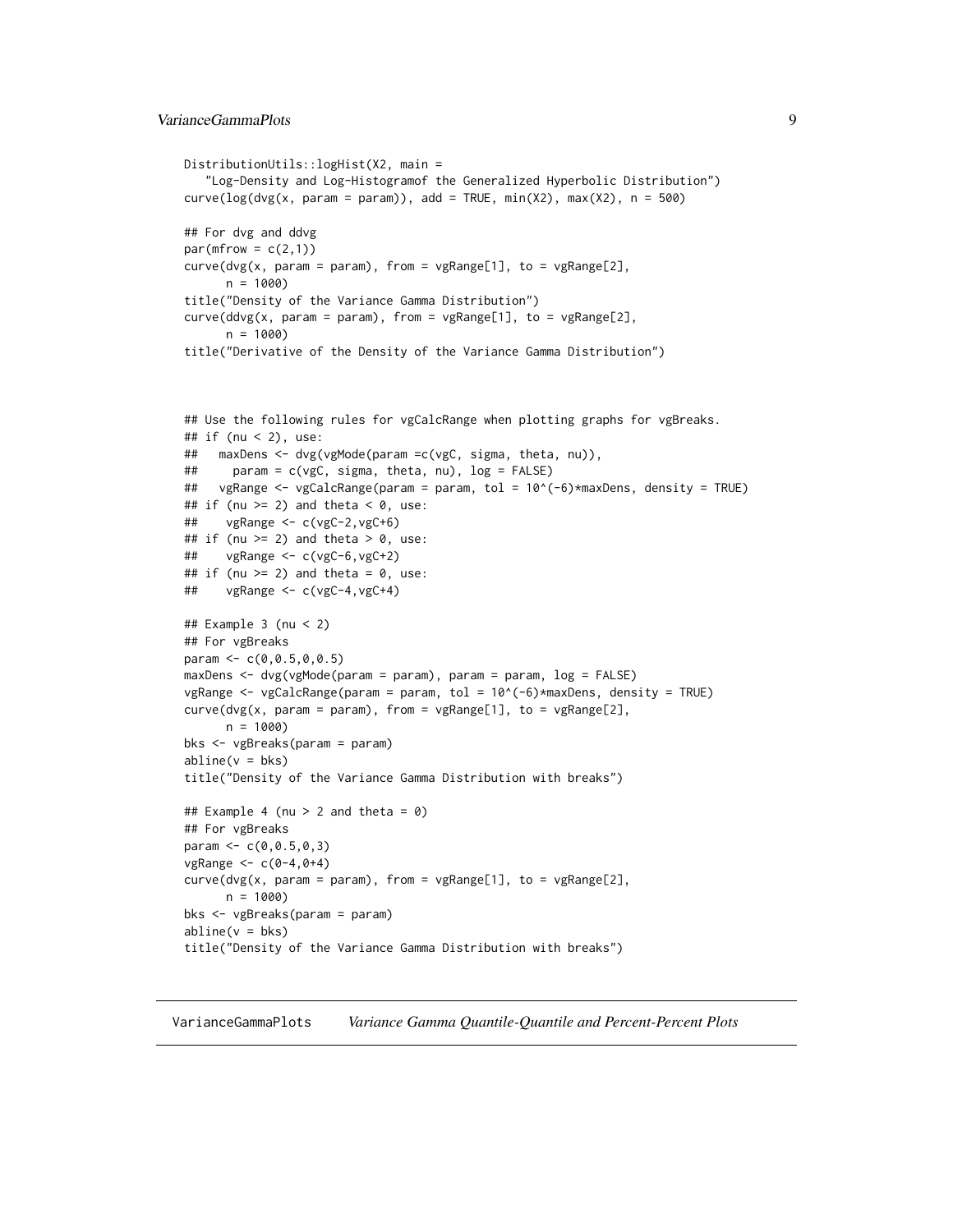```
DistributionUtils::logHist(X2, main =
   "Log-Density and Log-Histogramof the Generalized Hyperbolic Distribution")
curve(log(dvg(x, param = param)), add = TRUE, min(X2), max(X2), n = 500)

## For dvg and ddvg
par(mfrow = c(2,1))
curve(dvg(x, param = param), from = vgRange[1], to = vgRange[2],
      n = 1000)
title("Density of the Variance Gamma Distribution")
curve(ddvg(x, param = param), from = vgRange[1], to = vgRange[2],
      n = 1000)
title("Derivative of the Density of the Variance Gamma Distribution")



## Use the following rules for vgCalcRange when plotting graphs for vgBreaks.
## if (nu < 2), use:
##   maxDens <- dvg(vgMode(param =c(vgC, sigma, theta, nu)),
##     param = c(vgC, sigma, theta, nu), log = FALSE)
##   vgRange <- vgCalcRange(param = param, tol = 10^(-6)*maxDens, density = TRUE)
## if (nu >= 2) and theta < 0, use:
##    vgRange <- c(vgC-2,vgC+6)
## if (nu >= 2) and theta > 0, use:
##    vgRange <- c(vgC-6,vgC+2)
## if (nu >= 2) and theta = 0, use:
##    vgRange <- c(vgC-4,vgC+4)

## Example 3 (nu < 2)
## For vgBreaks
param <- c(0,0.5,0,0.5)
maxDens <- dvg(vgMode(param = param), param = param, log = FALSE)
vgRange <- vgCalcRange(param = param, tol = 10^(-6)*maxDens, density = TRUE)
curve(dvg(x, param = param), from = vgRange[1], to = vgRange[2],
      n = 1000)
bks <- vgBreaks(param = param)
abline(v = bks)
title("Density of the Variance Gamma Distribution with breaks")

## Example 4 (nu > 2 and theta = 0)
## For vgBreaks
param <- c(0,0.5,0,3)
vgRange <- c(0-4,0+4)
curve(dvg(x, param = param), from = vgRange[1], to = vgRange[2],
      n = 1000)
bks <- vgBreaks(param = param)
abline(v = bks)
title("Density of the Variance Gamma Distribution with breaks")
```

---

VarianceGammaPlots *Variance Gamma Quantile-Quantile and Percent-Percent Plots*

---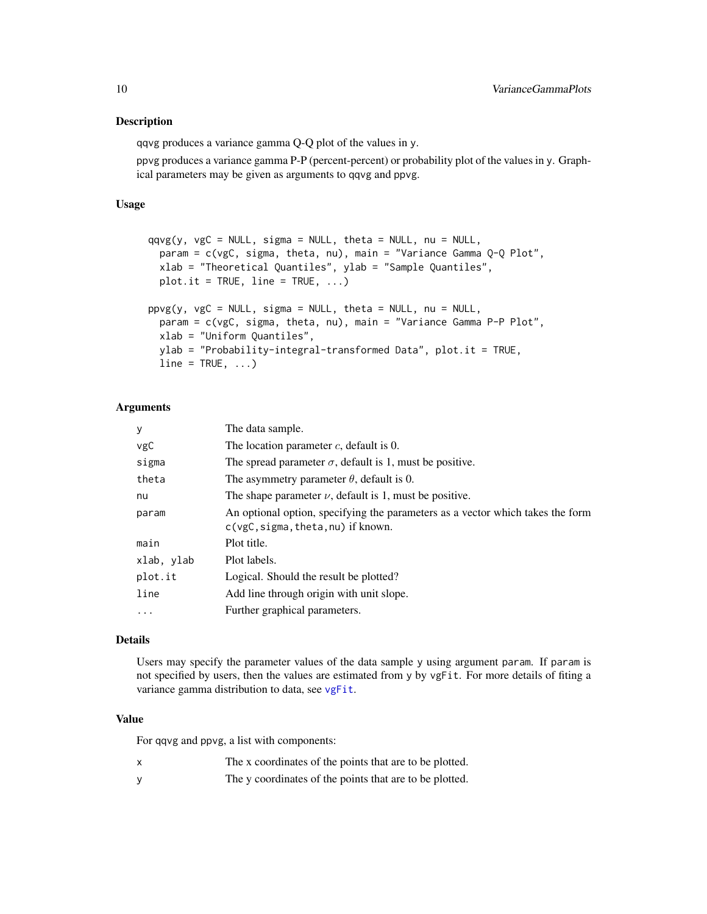## Description

qqvg produces a variance gamma Q-Q plot of the values in y.

ppvg produces a variance gamma P-P (percent-percent) or probability plot of the values in y. Graphical parameters may be given as arguments to qqvg and ppvg.

## Usage

```
qqvg(y, vgC = NULL, sigma = NULL, theta = NULL, nu = NULL,
  param = c(vgC, sigma, theta, nu), main = "Variance Gamma Q-Q Plot",
  xlab = "Theoretical Quantiles", ylab = "Sample Quantiles",
  plot.it = TRUE, line = TRUE, ...)

ppvg(y, vgC = NULL, sigma = NULL, theta = NULL, nu = NULL,
  param = c(vgC, sigma, theta, nu), main = "Variance Gamma P-P Plot",
  xlab = "Uniform Quantiles",
  ylab = "Probability-integral-transformed Data", plot.it = TRUE,
  line = TRUE, ...)
```

## Arguments

| | |
|---|---|
| y | The data sample. |
| vgC | The location parameter $c$, default is 0. |
| sigma | The spread parameter $\sigma$, default is 1, must be positive. |
| theta | The asymmetry parameter $\theta$, default is 0. |
| nu | The shape parameter $\nu$, default is 1, must be positive. |
| param | An optional option, specifying the parameters as a vector which takes the form c(vgC,sigma,theta,nu) if known. |
| main | Plot title. |
| xlab, ylab | Plot labels. |
| plot.it | Logical. Should the result be plotted? |
| line | Add line through origin with unit slope. |
| ... | Further graphical parameters. |

## Details

Users may specify the parameter values of the data sample y using argument param. If param is not specified by users, then the values are estimated from y by vgFit. For more details of fiting a variance gamma distribution to data, see vgFit.

## Value

For qqvg and ppvg, a list with components:

| | |
|---|---|
| x | The x coordinates of the points that are to be plotted. |
| y | The y coordinates of the points that are to be plotted. |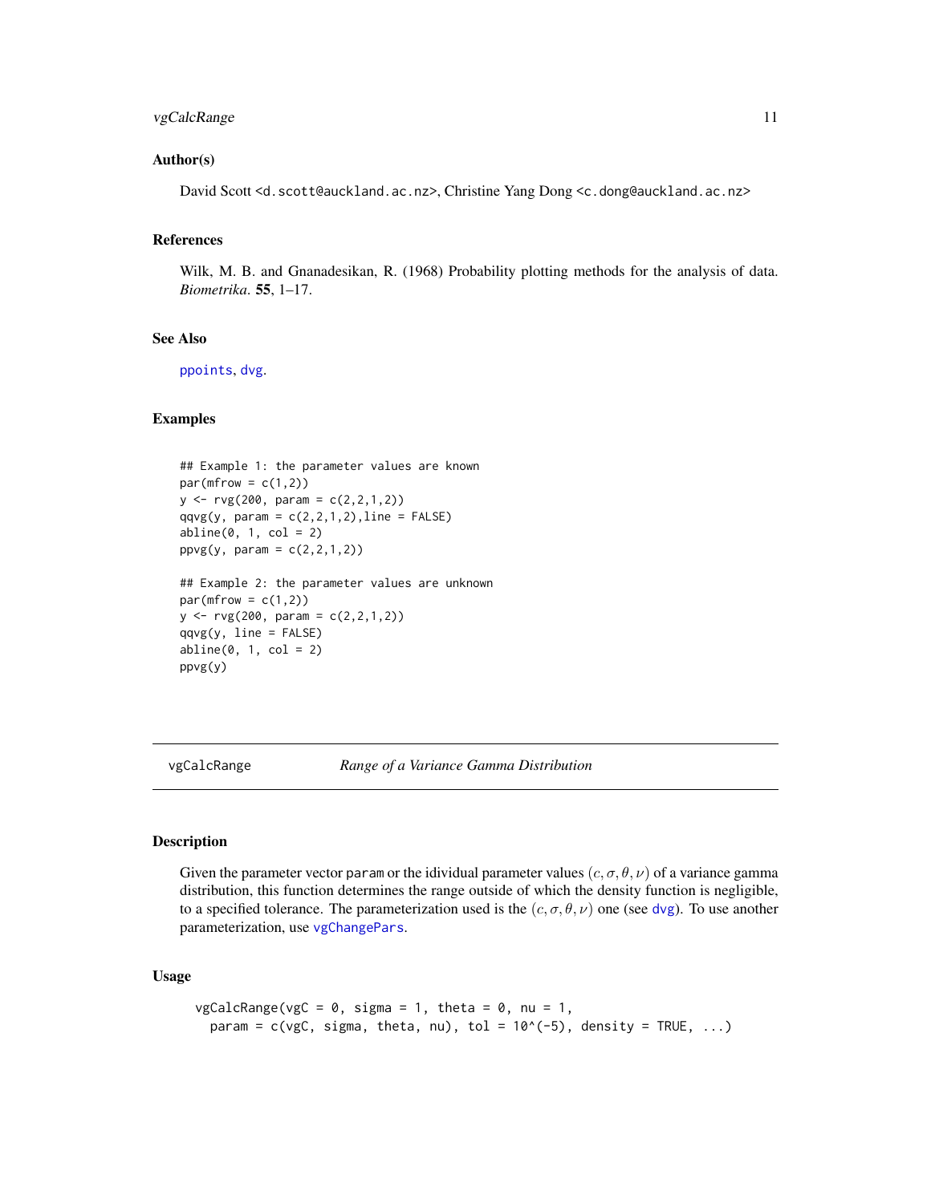### Author(s)

David Scott <d.scott@auckland.ac.nz>, Christine Yang Dong <c.dong@auckland.ac.nz>

### References

Wilk, M. B. and Gnanadesikan, R. (1968) Probability plotting methods for the analysis of data. *Biometrika*. **55**, 1–17.

### See Also

ppoints, dvg.

### Examples

```
## Example 1: the parameter values are known
par(mfrow = c(1,2))
y <- rvg(200, param = c(2,2,1,2))
qqvg(y, param = c(2,2,1,2),line = FALSE)
abline(0, 1, col = 2)
ppvg(y, param = c(2,2,1,2))

## Example 2: the parameter values are unknown
par(mfrow = c(1,2))
y <- rvg(200, param = c(2,2,1,2))
qqvg(y, line = FALSE)
abline(0, 1, col = 2)
ppvg(y)
```

---

## vgCalcRange — *Range of a Variance Gamma Distribution*

### Description

Given the parameter vector param or the idividual parameter values $(c, \sigma, \theta, \nu)$ of a variance gamma distribution, this function determines the range outside of which the density function is negligible, to a specified tolerance. The parameterization used is the $(c, \sigma, \theta, \nu)$ one (see dvg). To use another parameterization, use vgChangePars.

### Usage

```
vgCalcRange(vgC = 0, sigma = 1, theta = 0, nu = 1,
  param = c(vgC, sigma, theta, nu), tol = 10^(-5), density = TRUE, ...)
```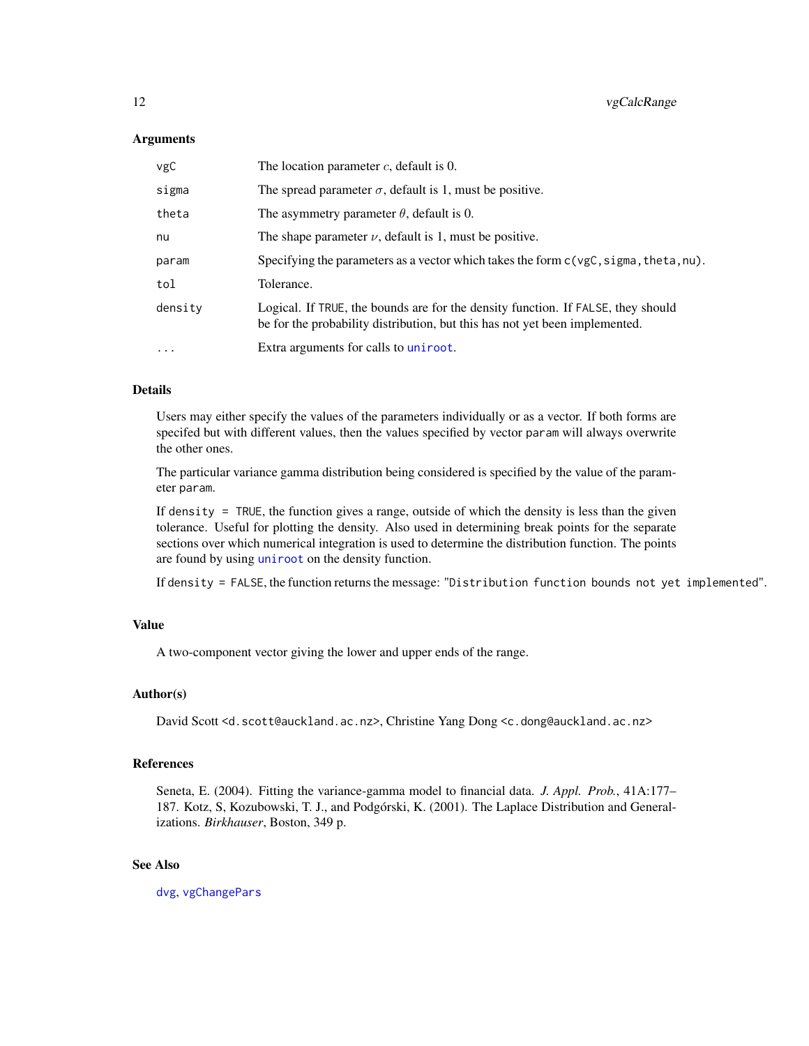### Arguments

| | |
|---|---|
| vgC | The location parameter $c$, default is 0. |
| sigma | The spread parameter $\sigma$, default is 1, must be positive. |
| theta | The asymmetry parameter $\theta$, default is 0. |
| nu | The shape parameter $\nu$, default is 1, must be positive. |
| param | Specifying the parameters as a vector which takes the form `c(vgC,sigma,theta,nu)`. |
| tol | Tolerance. |
| density | Logical. If `TRUE`, the bounds are for the density function. If `FALSE`, they should be for the probability distribution, but this has not yet been implemented. |
| ... | Extra arguments for calls to `uniroot`. |

### Details

Users may either specify the values of the parameters individually or as a vector. If both forms are specifed but with different values, then the values specified by vector `param` will always overwrite the other ones.

The particular variance gamma distribution being considered is specified by the value of the parameter `param`.

If `density = TRUE`, the function gives a range, outside of which the density is less than the given tolerance. Useful for plotting the density. Also used in determining break points for the separate sections over which numerical integration is used to determine the distribution function. The points are found by using `uniroot` on the density function.

If `density = FALSE`, the function returns the message: "`Distribution function bounds not yet implemented`".

### Value

A two-component vector giving the lower and upper ends of the range.

### Author(s)

David Scott <d.scott@auckland.ac.nz>, Christine Yang Dong <c.dong@auckland.ac.nz>

### References

Seneta, E. (2004). Fitting the variance-gamma model to financial data. *J. Appl. Prob.*, 41A:177–187. Kotz, S, Kozubowski, T. J., and Podgórski, K. (2001). The Laplace Distribution and Generalizations. *Birkhauser*, Boston, 349 p.

### See Also

`dvg`, `vgChangePars`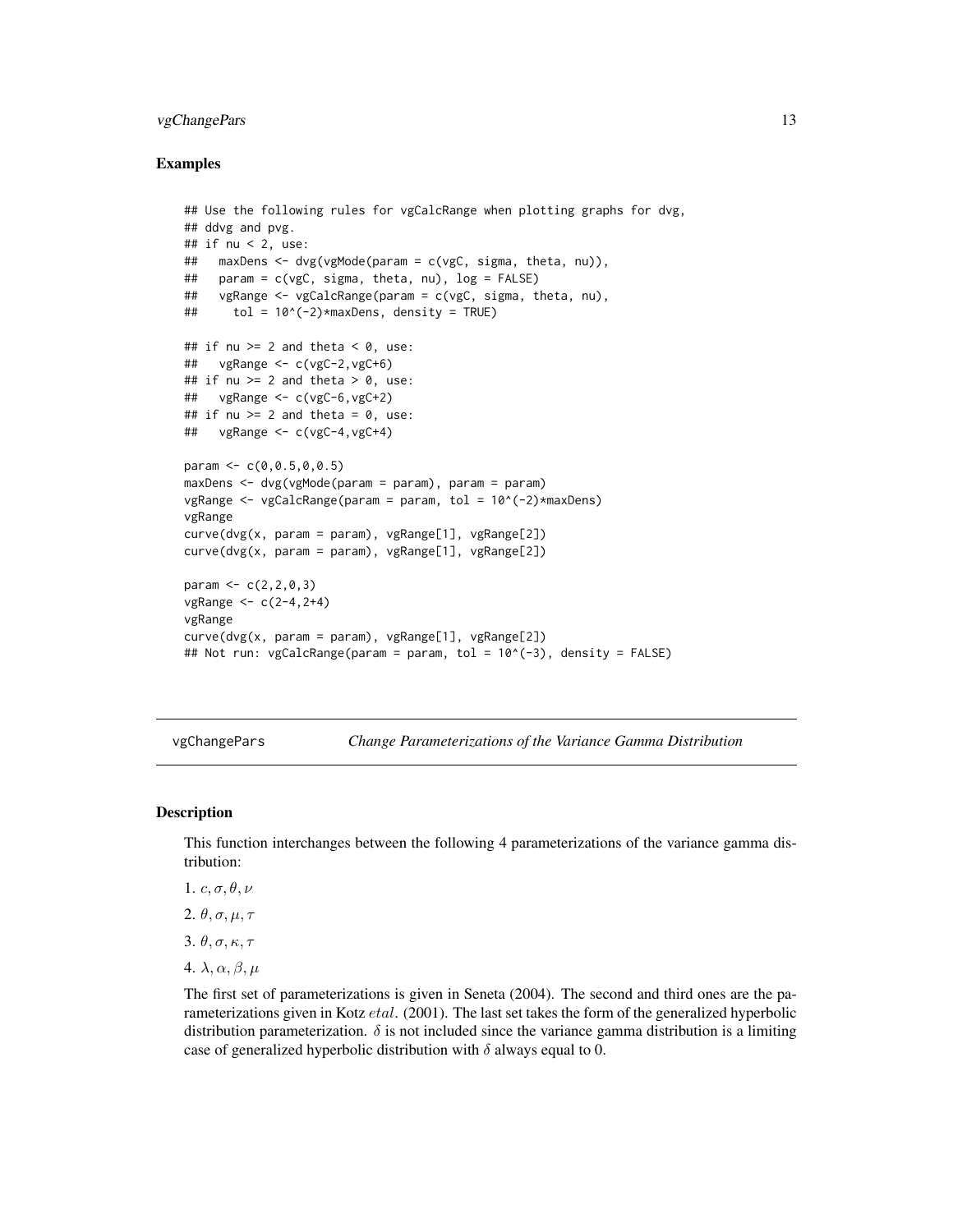### Examples

```
## Use the following rules for vgCalcRange when plotting graphs for dvg,
## ddvg and pvg.
## if nu < 2, use:
##   maxDens <- dvg(vgMode(param = c(vgC, sigma, theta, nu)),
##   param = c(vgC, sigma, theta, nu), log = FALSE)
##   vgRange <- vgCalcRange(param = c(vgC, sigma, theta, nu),
##     tol = 10^(-2)*maxDens, density = TRUE)

## if nu >= 2 and theta < 0, use:
##   vgRange <- c(vgC-2,vgC+6)
## if nu >= 2 and theta > 0, use:
##   vgRange <- c(vgC-6,vgC+2)
## if nu >= 2 and theta = 0, use:
##   vgRange <- c(vgC-4,vgC+4)

param <- c(0,0.5,0,0.5)
maxDens <- dvg(vgMode(param = param), param = param)
vgRange <- vgCalcRange(param = param, tol = 10^(-2)*maxDens)
vgRange
curve(dvg(x, param = param), vgRange[1], vgRange[2])
curve(dvg(x, param = param), vgRange[1], vgRange[2])

param <- c(2,2,0,3)
vgRange <- c(2-4,2+4)
vgRange
curve(dvg(x, param = param), vgRange[1], vgRange[2])
## Not run: vgCalcRange(param = param, tol = 10^(-3), density = FALSE)
```

---

## vgChangePars — *Change Parameterizations of the Variance Gamma Distribution*

### Description

This function interchanges between the following 4 parameterizations of the variance gamma distribution:

1. $c, \sigma, \theta, \nu$
2. $\theta, \sigma, \mu, \tau$
3. $\theta, \sigma, \kappa, \tau$
4. $\lambda, \alpha, \beta, \mu$

The first set of parameterizations is given in Seneta (2004). The second and third ones are the parameterizations given in Kotz $etal.$ (2001). The last set takes the form of the generalized hyperbolic distribution parameterization. $\delta$ is not included since the variance gamma distribution is a limiting case of generalized hyperbolic distribution with $\delta$ always equal to 0.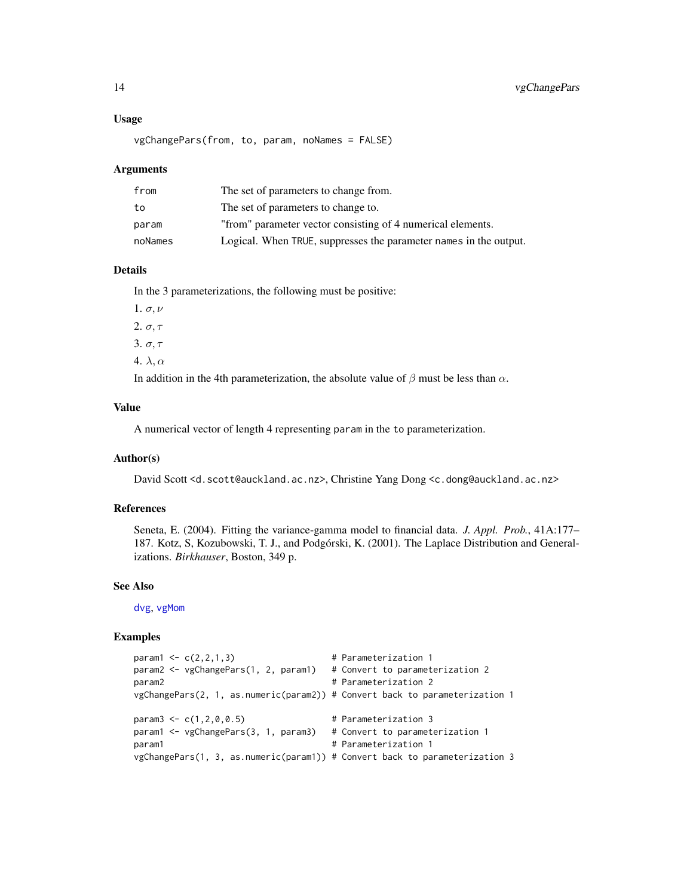### Usage

```
vgChangePars(from, to, param, noNames = FALSE)
```

### Arguments

| | |
|---|---|
| from | The set of parameters to change from. |
| to | The set of parameters to change to. |
| param | "from" parameter vector consisting of 4 numerical elements. |
| noNames | Logical. When TRUE, suppresses the parameter names in the output. |

### Details

In the 3 parameterizations, the following must be positive:

1. $\sigma, \nu$
2. $\sigma, \tau$
3. $\sigma, \tau$
4. $\lambda, \alpha$

In addition in the 4th parameterization, the absolute value of $\beta$ must be less than $\alpha$.

### Value

A numerical vector of length 4 representing param in the to parameterization.

### Author(s)

David Scott <d.scott@auckland.ac.nz>, Christine Yang Dong <c.dong@auckland.ac.nz>

### References

Seneta, E. (2004). Fitting the variance-gamma model to financial data. *J. Appl. Prob.*, 41A:177–187. Kotz, S, Kozubowski, T. J., and Podgórski, K. (2001). The Laplace Distribution and Generalizations. *Birkhauser*, Boston, 349 p.

### See Also

dvg, vgMom

### Examples

```
param1 <- c(2,2,1,3)                    # Parameterization 1
param2 <- vgChangePars(1, 2, param1)   # Convert to parameterization 2
param2                                  # Parameterization 2
vgChangePars(2, 1, as.numeric(param2)) # Convert back to parameterization 1

param3 <- c(1,2,0,0.5)                 # Parameterization 3
param1 <- vgChangePars(3, 1, param3)   # Convert to parameterization 1
param1                                  # Parameterization 1
vgChangePars(1, 3, as.numeric(param1)) # Convert back to parameterization 3
```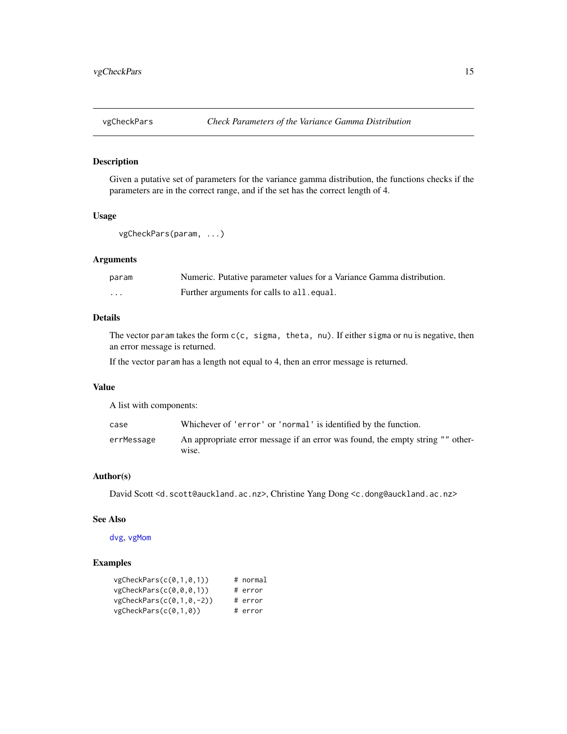# vgCheckPars — *Check Parameters of the Variance Gamma Distribution*

## Description

Given a putative set of parameters for the variance gamma distribution, the functions checks if the parameters are in the correct range, and if the set has the correct length of 4.

## Usage

```
vgCheckPars(param, ...)
```

## Arguments

| | |
|---|---|
| `param` | Numeric. Putative parameter values for a Variance Gamma distribution. |
| `...` | Further arguments for calls to `all.equal`. |

## Details

The vector `param` takes the form `c(c, sigma, theta, nu)`. If either `sigma` or `nu` is negative, then an error message is returned.

If the vector `param` has a length not equal to 4, then an error message is returned.

## Value

A list with components:

| | |
|---|---|
| `case` | Whichever of `'error'` or `'normal'` is identified by the function. |
| `errMessage` | An appropriate error message if an error was found, the empty string `""` otherwise. |

## Author(s)

David Scott <d.scott@auckland.ac.nz>, Christine Yang Dong <c.dong@auckland.ac.nz>

## See Also

`dvg`, `vgMom`

## Examples

```
vgCheckPars(c(0,1,0,1))     # normal
vgCheckPars(c(0,0,0,1))     # error
vgCheckPars(c(0,1,0,-2))    # error
vgCheckPars(c(0,1,0))       # error
```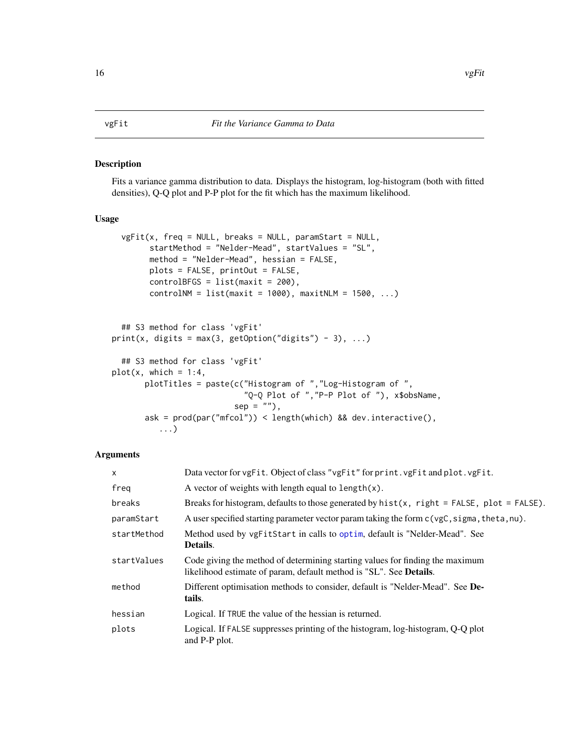# vgFit *Fit the Variance Gamma to Data*

## Description

Fits a variance gamma distribution to data. Displays the histogram, log-histogram (both with fitted densities), Q-Q plot and P-P plot for the fit which has the maximum likelihood.

## Usage

```
vgFit(x, freq = NULL, breaks = NULL, paramStart = NULL,
      startMethod = "Nelder-Mead", startValues = "SL",
      method = "Nelder-Mead", hessian = FALSE,
      plots = FALSE, printOut = FALSE,
      controlBFGS = list(maxit = 200),
      controlNM = list(maxit = 1000), maxitNLM = 1500, ...)


## S3 method for class 'vgFit'
print(x, digits = max(3, getOption("digits") - 3), ...)

## S3 method for class 'vgFit'
plot(x, which = 1:4,
     plotTitles = paste(c("Histogram of ","Log-Histogram of ",
                          "Q-Q Plot of ","P-P Plot of "), x$obsName,
                        sep = ""),
     ask = prod(par("mfcol")) < length(which) && dev.interactive(),
        ...)
```

## Arguments

| | |
|---|---|
| `x` | Data vector for `vgFit`. Object of class `"vgFit"` for `print.vgFit` and `plot.vgFit`. |
| `freq` | A vector of weights with length equal to `length(x)`. |
| `breaks` | Breaks for histogram, defaults to those generated by `hist(x, right = FALSE, plot = FALSE)`. |
| `paramStart` | A user specified starting parameter vector param taking the form `c(vgC,sigma,theta,nu)`. |
| `startMethod` | Method used by `vgFitStart` in calls to `optim`, default is "Nelder-Mead". See **Details**. |
| `startValues` | Code giving the method of determining starting values for finding the maximum likelihood estimate of param, default method is "SL". See **Details**. |
| `method` | Different optimisation methods to consider, default is "Nelder-Mead". See **Details**. |
| `hessian` | Logical. If `TRUE` the value of the hessian is returned. |
| `plots` | Logical. If `FALSE` suppresses printing of the histogram, log-histogram, Q-Q plot and P-P plot. |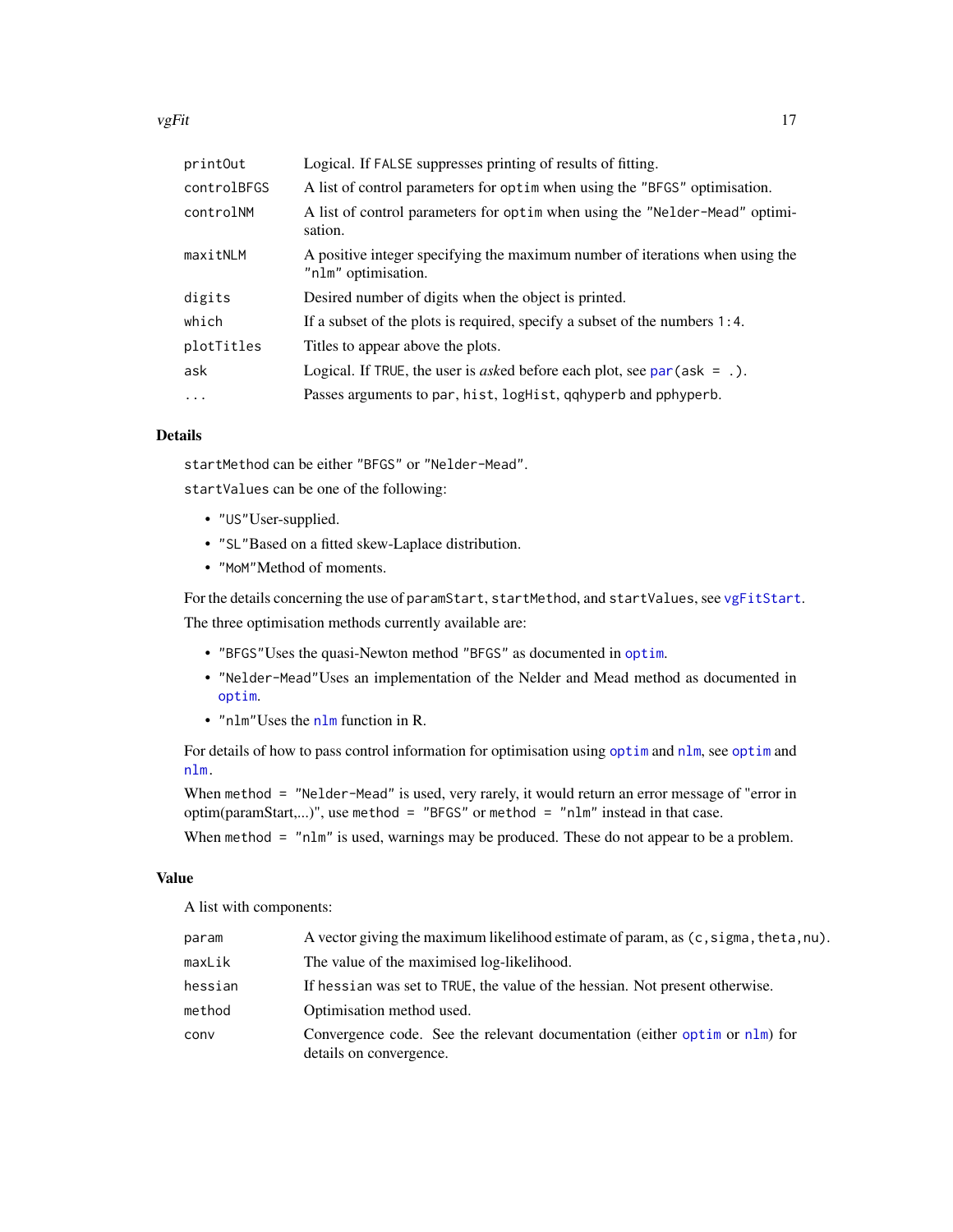| | |
|---|---|
| `printOut` | Logical. If `FALSE` suppresses printing of results of fitting. |
| `controlBFGS` | A list of control parameters for `optim` when using the `"BFGS"` optimisation. |
| `controlNM` | A list of control parameters for `optim` when using the `"Nelder-Mead"` optimisation. |
| `maxitNLM` | A positive integer specifying the maximum number of iterations when using the `"nlm"` optimisation. |
| `digits` | Desired number of digits when the object is printed. |
| `which` | If a subset of the plots is required, specify a subset of the numbers `1:4`. |
| `plotTitles` | Titles to appear above the plots. |
| `ask` | Logical. If `TRUE`, the user is *ask*ed before each plot, see `par(ask = .)`. |
| `...` | Passes arguments to `par`, `hist`, `logHist`, `qqhyperb` and `pphyperb`. |

## Details

`startMethod` can be either `"BFGS"` or `"Nelder-Mead"`.

`startValues` can be one of the following:

- `"US"`User-supplied.
- `"SL"`Based on a fitted skew-Laplace distribution.
- `"MoM"`Method of moments.

For the details concerning the use of `paramStart`, `startMethod`, and `startValues`, see `vgFitStart`.

The three optimisation methods currently available are:

- `"BFGS"`Uses the quasi-Newton method `"BFGS"` as documented in `optim`.
- `"Nelder-Mead"`Uses an implementation of the Nelder and Mead method as documented in `optim`.
- `"nlm"`Uses the `nlm` function in R.

For details of how to pass control information for optimisation using `optim` and `nlm`, see `optim` and `nlm`.

When `method = "Nelder-Mead"` is used, very rarely, it would return an error message of "error in optim(paramStart,...)", use `method = "BFGS"` or `method = "nlm"` instead in that case.

When `method = "nlm"` is used, warnings may be produced. These do not appear to be a problem.

## Value

A list with components:

| | |
|---|---|
| `param` | A vector giving the maximum likelihood estimate of param, as `(c,sigma,theta,nu)`. |
| `maxLik` | The value of the maximised log-likelihood. |
| `hessian` | If `hessian` was set to `TRUE`, the value of the hessian. Not present otherwise. |
| `method` | Optimisation method used. |
| `conv` | Convergence code. See the relevant documentation (either `optim` or `nlm`) for details on convergence. |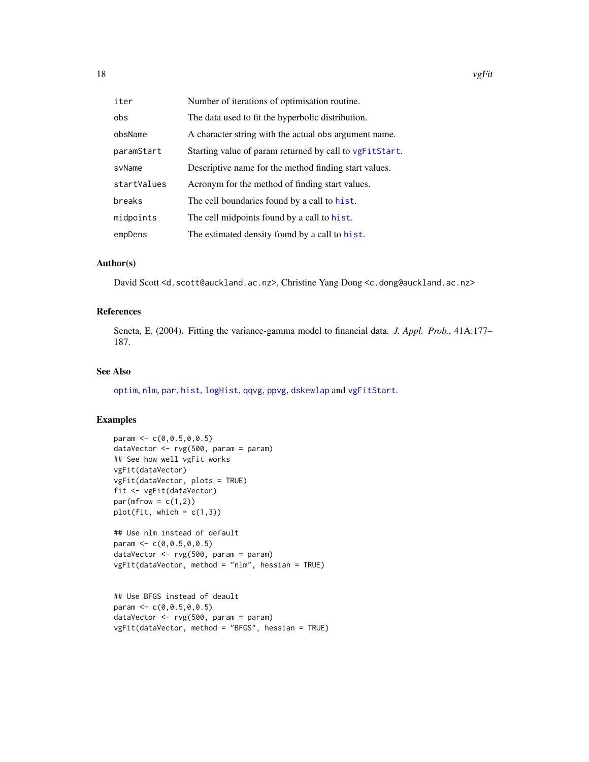| | |
|---|---|
| iter | Number of iterations of optimisation routine. |
| obs | The data used to fit the hyperbolic distribution. |
| obsName | A character string with the actual obs argument name. |
| paramStart | Starting value of param returned by call to vgFitStart. |
| svName | Descriptive name for the method finding start values. |
| startValues | Acronym for the method of finding start values. |
| breaks | The cell boundaries found by a call to hist. |
| midpoints | The cell midpoints found by a call to hist. |
| empDens | The estimated density found by a call to hist. |

### Author(s)

David Scott <d.scott@auckland.ac.nz>, Christine Yang Dong <c.dong@auckland.ac.nz>

### References

Seneta, E. (2004). Fitting the variance-gamma model to financial data. *J. Appl. Prob.*, 41A:177–187.

### See Also

optim, nlm, par, hist, logHist, qqvg, ppvg, dskewlap and vgFitStart.

### Examples

```
param <- c(0,0.5,0,0.5)
dataVector <- rvg(500, param = param)
## See how well vgFit works
vgFit(dataVector)
vgFit(dataVector, plots = TRUE)
fit <- vgFit(dataVector)
par(mfrow = c(1,2))
plot(fit, which = c(1,3))

## Use nlm instead of default
param <- c(0,0.5,0,0.5)
dataVector <- rvg(500, param = param)
vgFit(dataVector, method = "nlm", hessian = TRUE)


## Use BFGS instead of deault
param <- c(0,0.5,0,0.5)
dataVector <- rvg(500, param = param)
vgFit(dataVector, method = "BFGS", hessian = TRUE)
```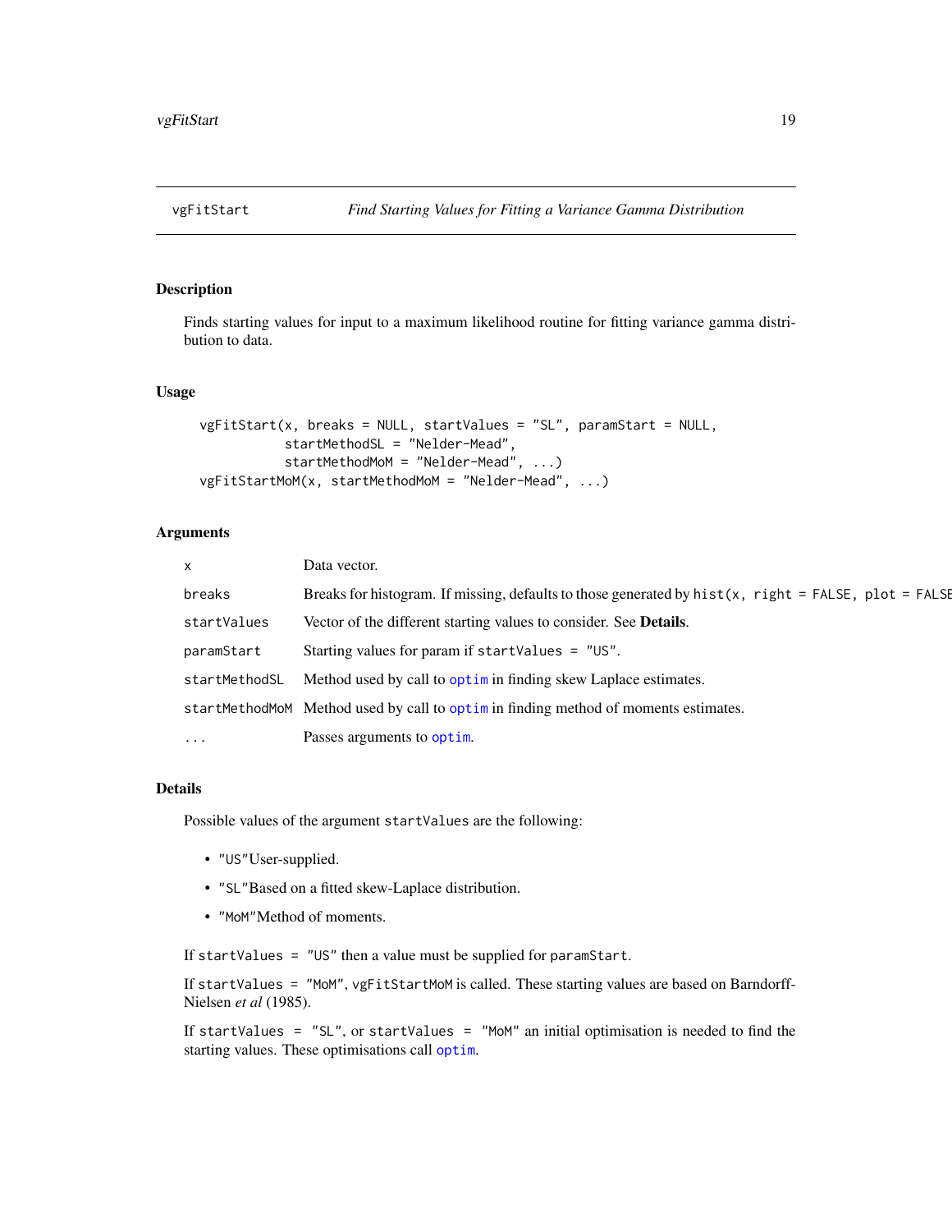## vgFitStart — *Find Starting Values for Fitting a Variance Gamma Distribution*

### Description

Finds starting values for input to a maximum likelihood routine for fitting variance gamma distribution to data.

### Usage

```
vgFitStart(x, breaks = NULL, startValues = "SL", paramStart = NULL,
           startMethodSL = "Nelder-Mead",
           startMethodMoM = "Nelder-Mead", ...)
vgFitStartMoM(x, startMethodMoM = "Nelder-Mead", ...)
```

### Arguments

| | |
|---|---|
| `x` | Data vector. |
| `breaks` | Breaks for histogram. If missing, defaults to those generated by `hist(x, right = FALSE, plot = FALSE` |
| `startValues` | Vector of the different starting values to consider. See **Details**. |
| `paramStart` | Starting values for param if `startValues = "US"`. |
| `startMethodSL` | Method used by call to `optim` in finding skew Laplace estimates. |
| `startMethodMoM` | Method used by call to `optim` in finding method of moments estimates. |
| `...` | Passes arguments to `optim`. |

### Details

Possible values of the argument `startValues` are the following:

- `"US"`User-supplied.
- `"SL"`Based on a fitted skew-Laplace distribution.
- `"MoM"`Method of moments.

If `startValues = "US"` then a value must be supplied for `paramStart`.

If `startValues = "MoM"`, `vgFitStartMoM` is called. These starting values are based on Barndorff-Nielsen *et al* (1985).

If `startValues = "SL"`, or `startValues = "MoM"` an initial optimisation is needed to find the starting values. These optimisations call `optim`.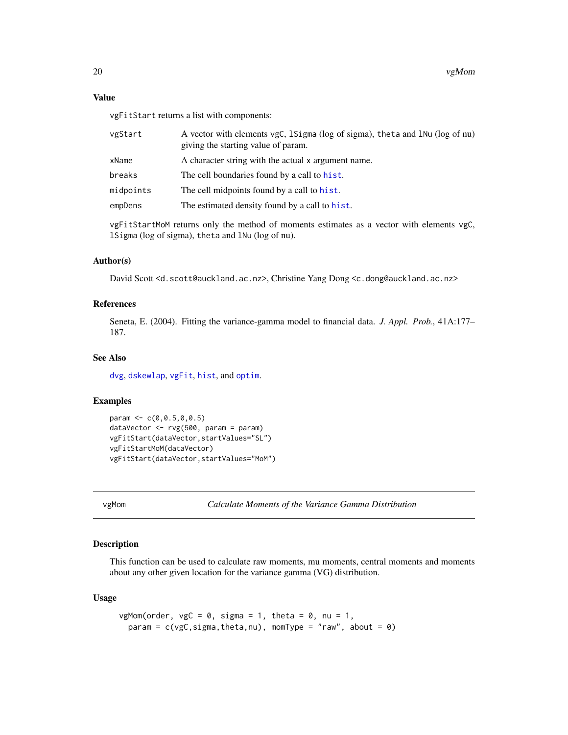### Value

vgFitStart returns a list with components:

| | |
|---|---|
| vgStart | A vector with elements vgC, lSigma (log of sigma), theta and lNu (log of nu) giving the starting value of param. |
| xName | A character string with the actual x argument name. |
| breaks | The cell boundaries found by a call to hist. |
| midpoints | The cell midpoints found by a call to hist. |
| empDens | The estimated density found by a call to hist. |

vgFitStartMoM returns only the method of moments estimates as a vector with elements vgC, lSigma (log of sigma), theta and lNu (log of nu).

### Author(s)

David Scott <d.scott@auckland.ac.nz>, Christine Yang Dong <c.dong@auckland.ac.nz>

### References

Seneta, E. (2004). Fitting the variance-gamma model to financial data. *J. Appl. Prob.*, 41A:177–187.

### See Also

dvg, dskewlap, vgFit, hist, and optim.

### Examples

```
param <- c(0,0.5,0,0.5)
dataVector <- rvg(500, param = param)
vgFitStart(dataVector,startValues="SL")
vgFitStartMoM(dataVector)
vgFitStart(dataVector,startValues="MoM")
```

---

## vgMom — *Calculate Moments of the Variance Gamma Distribution*

### Description

This function can be used to calculate raw moments, mu moments, central moments and moments about any other given location for the variance gamma (VG) distribution.

### Usage

```
vgMom(order, vgC = 0, sigma = 1, theta = 0, nu = 1,
  param = c(vgC,sigma,theta,nu), momType = "raw", about = 0)
```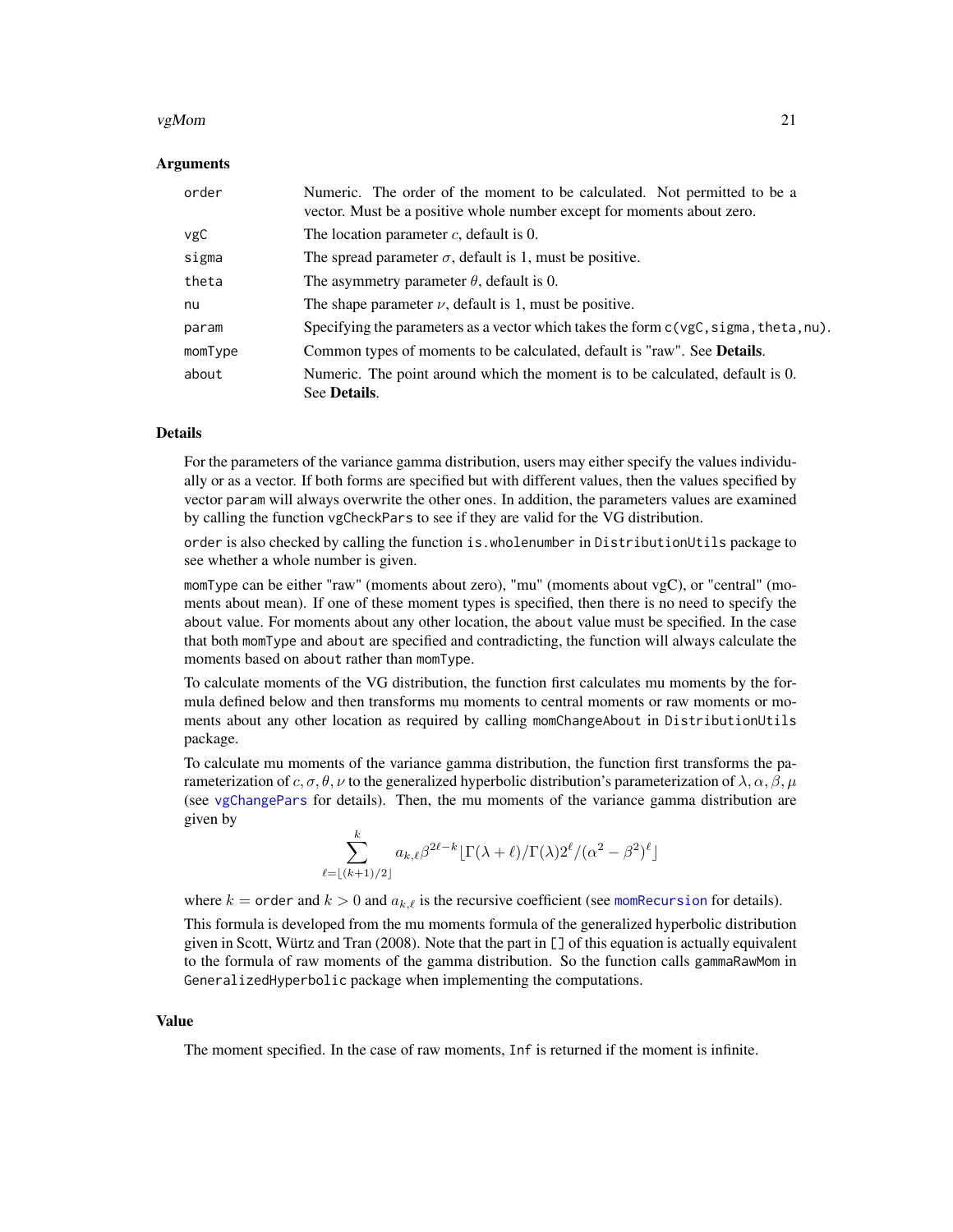### Arguments

| | |
|---|---|
| order | Numeric. The order of the moment to be calculated. Not permitted to be a vector. Must be a positive whole number except for moments about zero. |
| vgC | The location parameter $c$, default is 0. |
| sigma | The spread parameter $\sigma$, default is 1, must be positive. |
| theta | The asymmetry parameter $\theta$, default is 0. |
| nu | The shape parameter $\nu$, default is 1, must be positive. |
| param | Specifying the parameters as a vector which takes the form `c(vgC,sigma,theta,nu)`. |
| momType | Common types of moments to be calculated, default is "raw". See **Details**. |
| about | Numeric. The point around which the moment is to be calculated, default is 0. See **Details**. |

### Details

For the parameters of the variance gamma distribution, users may either specify the values individually or as a vector. If both forms are specified but with different values, then the values specified by vector `param` will always overwrite the other ones. In addition, the parameters values are examined by calling the function `vgCheckPars` to see if they are valid for the VG distribution.

`order` is also checked by calling the function `is.wholenumber` in `DistributionUtils` package to see whether a whole number is given.

`momType` can be either "raw" (moments about zero), "mu" (moments about vgC), or "central" (moments about mean). If one of these moment types is specified, then there is no need to specify the `about` value. For moments about any other location, the `about` value must be specified. In the case that both `momType` and `about` are specified and contradicting, the function will always calculate the moments based on `about` rather than `momType`.

To calculate moments of the VG distribution, the function first calculates mu moments by the formula defined below and then transforms mu moments to central moments or raw moments or moments about any other location as required by calling `momChangeAbout` in `DistributionUtils` package.

To calculate mu moments of the variance gamma distribution, the function first transforms the parameterization of $c, \sigma, \theta, \nu$ to the generalized hyperbolic distribution's parameterization of $\lambda, \alpha, \beta, \mu$ (see `vgChangePars` for details). Then, the mu moments of the variance gamma distribution are given by

$$\sum_{\ell=\lfloor (k+1)/2 \rfloor}^{k} a_{k,\ell} \beta^{2\ell-k} \lfloor \Gamma(\lambda+\ell)/\Gamma(\lambda) 2^{\ell}/(\alpha^2-\beta^2)^{\ell} \rfloor$$

where $k =$ `order` and $k > 0$ and $a_{k,\ell}$ is the recursive coefficient (see `momRecursion` for details).

This formula is developed from the mu moments formula of the generalized hyperbolic distribution given in Scott, Würtz and Tran (2008). Note that the part in [] of this equation is actually equivalent to the formula of raw moments of the gamma distribution. So the function calls `gammaRawMom` in `GeneralizedHyperbolic` package when implementing the computations.

### Value

The moment specified. In the case of raw moments, `Inf` is returned if the moment is infinite.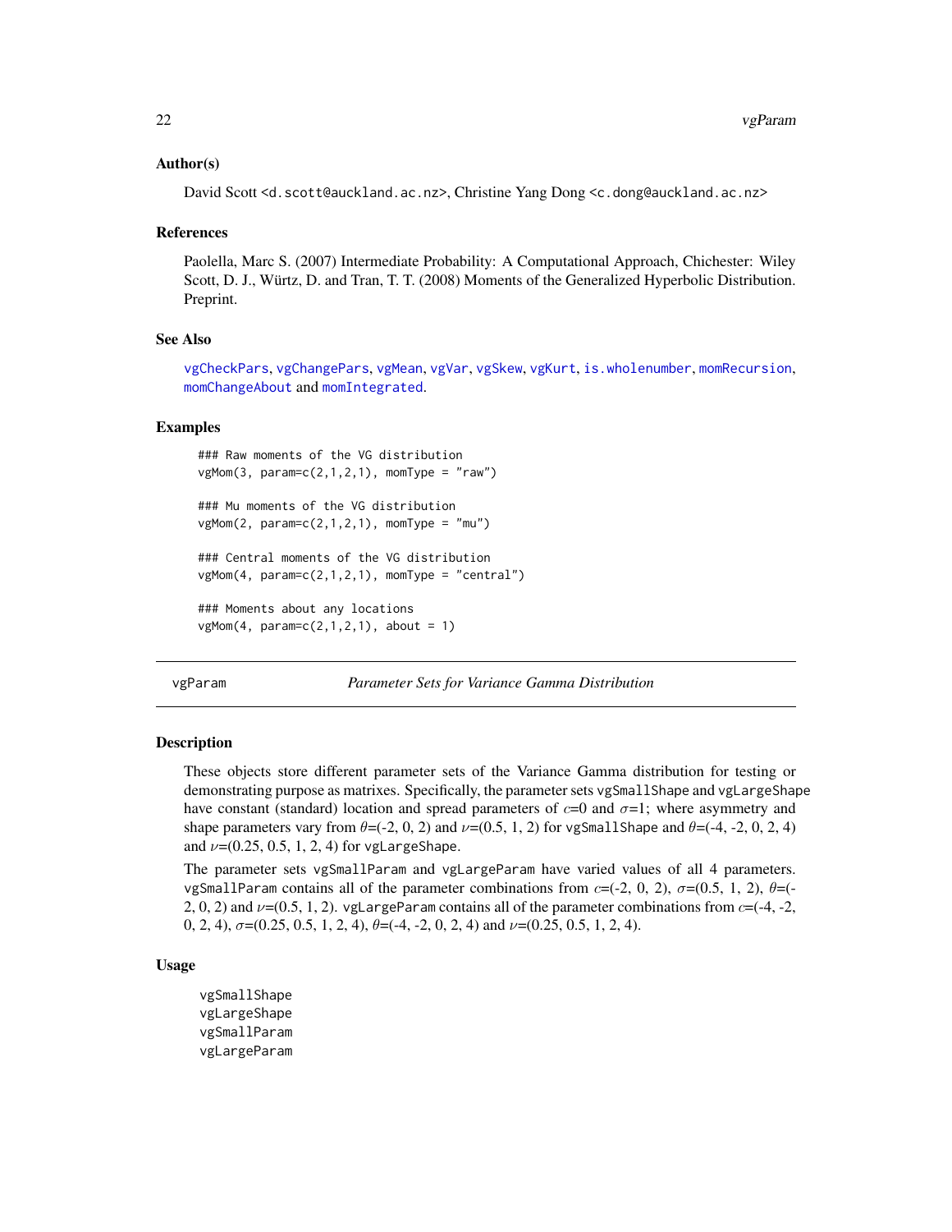### Author(s)

David Scott <d.scott@auckland.ac.nz>, Christine Yang Dong <c.dong@auckland.ac.nz>

### References

Paolella, Marc S. (2007) Intermediate Probability: A Computational Approach, Chichester: Wiley
Scott, D. J., Würtz, D. and Tran, T. T. (2008) Moments of the Generalized Hyperbolic Distribution. Preprint.

### See Also

vgCheckPars, vgChangePars, vgMean, vgVar, vgSkew, vgKurt, is.wholenumber, momRecursion, momChangeAbout and momIntegrated.

### Examples

```
### Raw moments of the VG distribution
vgMom(3, param=c(2,1,2,1), momType = "raw")

### Mu moments of the VG distribution
vgMom(2, param=c(2,1,2,1), momType = "mu")

### Central moments of the VG distribution
vgMom(4, param=c(2,1,2,1), momType = "central")

### Moments about any locations
vgMom(4, param=c(2,1,2,1), about = 1)
```

---

## vgParam — *Parameter Sets for Variance Gamma Distribution*

### Description

These objects store different parameter sets of the Variance Gamma distribution for testing or demonstrating purpose as matrixes. Specifically, the parameter sets vgSmallShape and vgLargeShape have constant (standard) location and spread parameters of $c$=0 and $\sigma$=1; where asymmetry and shape parameters vary from $\theta$=(-2, 0, 2) and $\nu$=(0.5, 1, 2) for vgSmallShape and $\theta$=(-4, -2, 0, 2, 4) and $\nu$=(0.25, 0.5, 1, 2, 4) for vgLargeShape.

The parameter sets vgSmallParam and vgLargeParam have varied values of all 4 parameters. vgSmallParam contains all of the parameter combinations from $c$=(-2, 0, 2), $\sigma$=(0.5, 1, 2), $\theta$=(-2, 0, 2) and $\nu$=(0.5, 1, 2). vgLargeParam contains all of the parameter combinations from $c$=(-4, -2, 0, 2, 4), $\sigma$=(0.25, 0.5, 1, 2, 4), $\theta$=(-4, -2, 0, 2, 4) and $\nu$=(0.25, 0.5, 1, 2, 4).

### Usage

```
vgSmallShape
vgLargeShape
vgSmallParam
vgLargeParam
```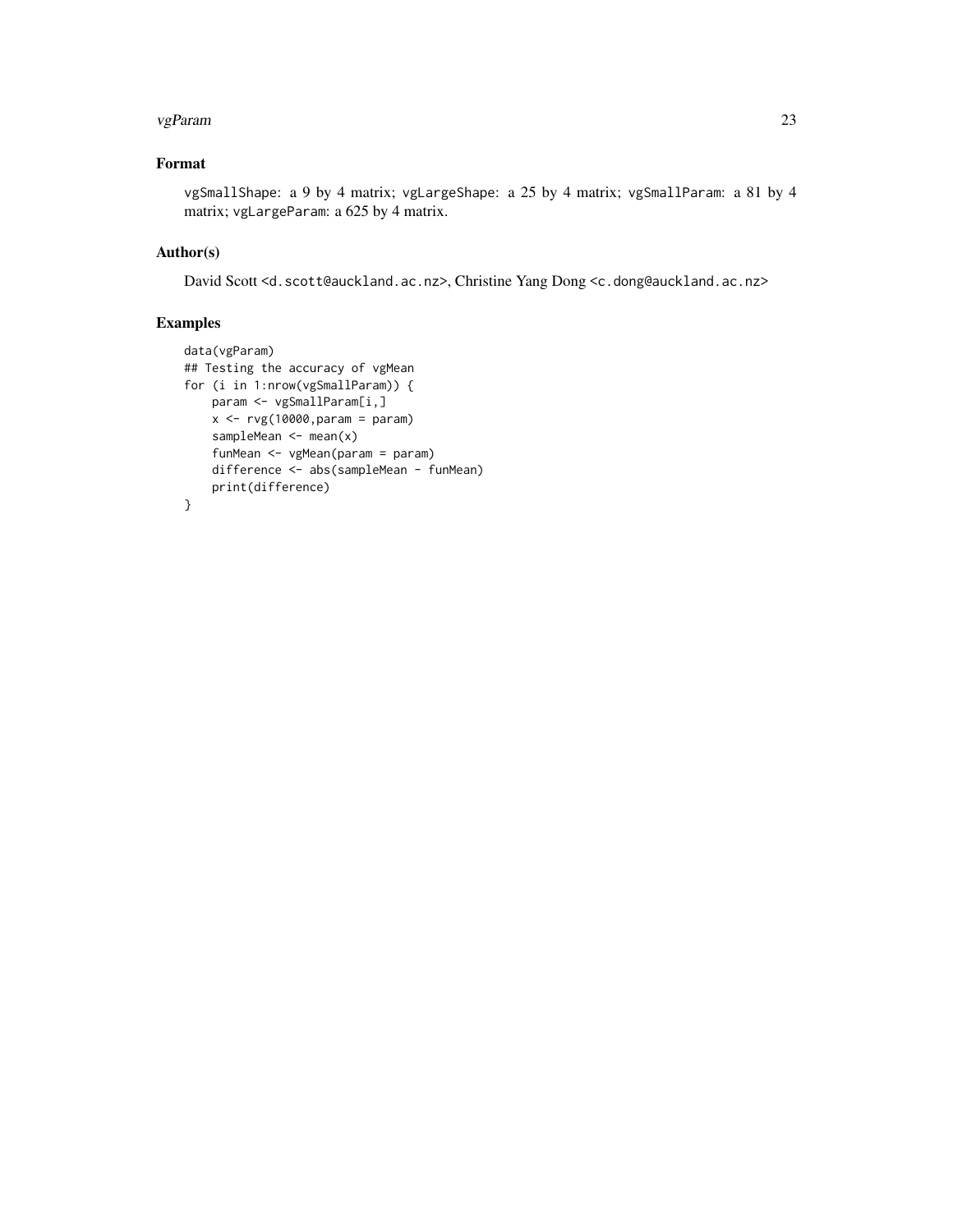## Format

`vgSmallShape`: a 9 by 4 matrix; `vgLargeShape`: a 25 by 4 matrix; `vgSmallParam`: a 81 by 4 matrix; `vgLargeParam`: a 625 by 4 matrix.

## Author(s)

David Scott <`d.scott@auckland.ac.nz`>, Christine Yang Dong <`c.dong@auckland.ac.nz`>

## Examples

```
data(vgParam)
## Testing the accuracy of vgMean
for (i in 1:nrow(vgSmallParam)) {
    param <- vgSmallParam[i,]
    x <- rvg(10000,param = param)
    sampleMean <- mean(x)
    funMean <- vgMean(param = param)
    difference <- abs(sampleMean - funMean)
    print(difference)
}
```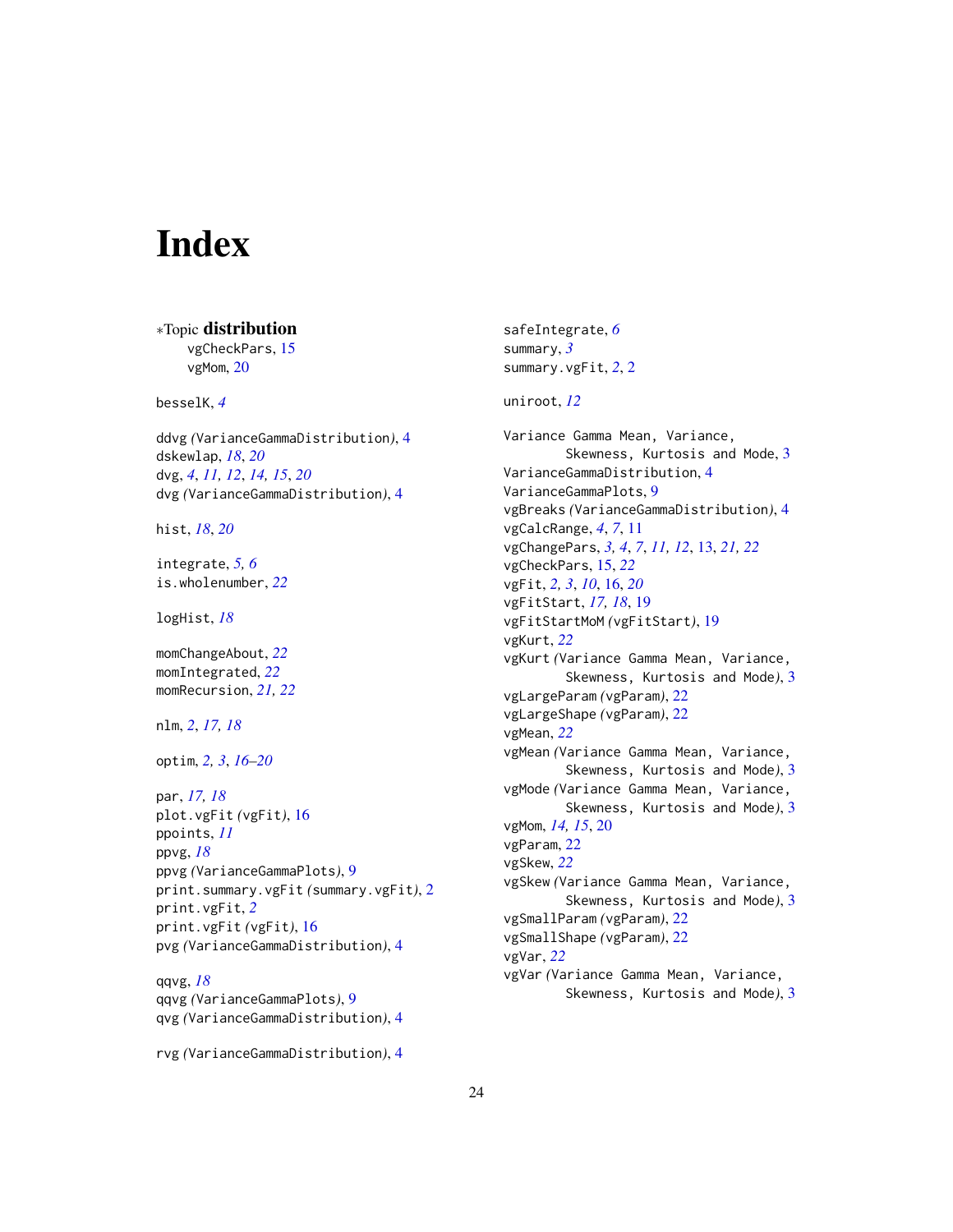# Index

*Topic **distribution**
vgCheckPars, 15
vgMom, 20

besselK, *4*

ddvg *(*VarianceGammaDistribution*)*, 4
dskewlap, *18*, *20*
dvg, *4*, *11, 12*, *14, 15*, *20*
dvg *(*VarianceGammaDistribution*)*, 4

hist, *18*, *20*

integrate, *5, 6*
is.wholenumber, *22*

logHist, *18*

momChangeAbout, *22*
momIntegrated, *22*
momRecursion, *21, 22*

nlm, *2*, *17, 18*

optim, *2, 3*, *16–20*

par, *17, 18*
plot.vgFit *(*vgFit*)*, 16
ppoints, *11*
ppvg, *18*
ppvg *(*VarianceGammaPlots*)*, 9
print.summary.vgFit *(*summary.vgFit*)*, 2
print.vgFit, *2*
print.vgFit *(*vgFit*)*, 16
pvg *(*VarianceGammaDistribution*)*, 4

qqvg, *18*
qqvg *(*VarianceGammaPlots*)*, 9
qvg *(*VarianceGammaDistribution*)*, 4

rvg *(*VarianceGammaDistribution*)*, 4

safeIntegrate, *6*
summary, *3*
summary.vgFit, *2*, 2

uniroot, *12*

Variance Gamma Mean, Variance, Skewness, Kurtosis and Mode, 3
VarianceGammaDistribution, 4
VarianceGammaPlots, 9
vgBreaks *(*VarianceGammaDistribution*)*, 4
vgCalcRange, *4*, *7*, 11
vgChangePars, *3, 4*, *7*, *11, 12*, 13, *21, 22*
vgCheckPars, 15, *22*
vgFit, *2, 3*, *10*, 16, *20*
vgFitStart, *17, 18*, 19
vgFitStartMoM *(*vgFitStart*)*, 19
vgKurt, *22*
vgKurt *(*Variance Gamma Mean, Variance, Skewness, Kurtosis and Mode*)*, 3
vgLargeParam *(*vgParam*)*, 22
vgLargeShape *(*vgParam*)*, 22
vgMean, *22*
vgMean *(*Variance Gamma Mean, Variance, Skewness, Kurtosis and Mode*)*, 3
vgMode *(*Variance Gamma Mean, Variance, Skewness, Kurtosis and Mode*)*, 3
vgMom, *14, 15*, 20
vgParam, 22
vgSkew, *22*
vgSkew *(*Variance Gamma Mean, Variance, Skewness, Kurtosis and Mode*)*, 3
vgSmallParam *(*vgParam*)*, 22
vgSmallShape *(*vgParam*)*, 22
vgVar, *22*
vgVar *(*Variance Gamma Mean, Variance, Skewness, Kurtosis and Mode*)*, 3